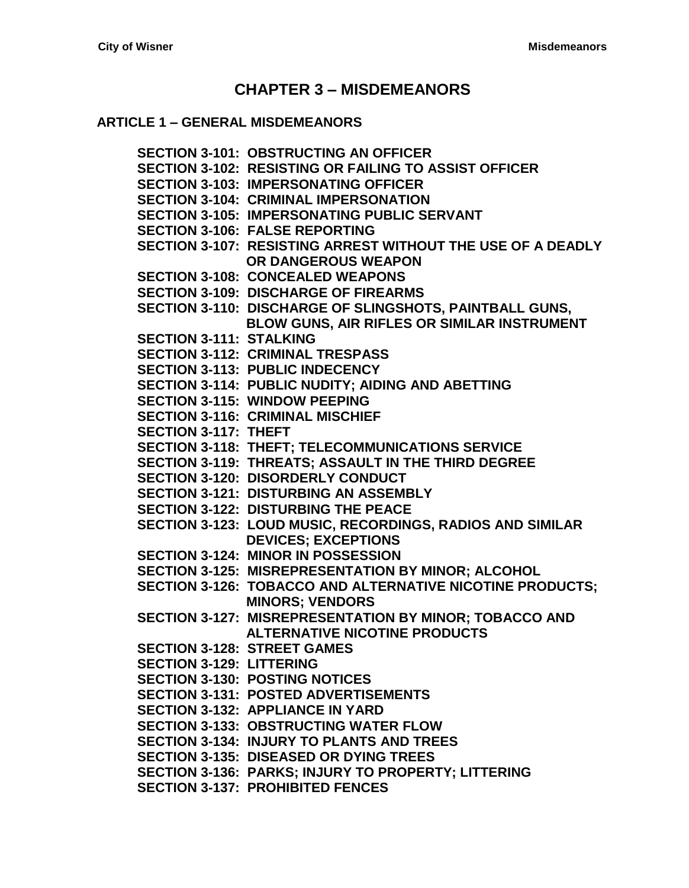# CHAPTER 3 – MISDEMEANORS

## ARTICLE 1 – GENERAL MISDEMEANORS

**SECTION 3-101: OBSTRUCTING AN OFFICER**
**SECTION 3-102: RESISTING OR FAILING TO ASSIST OFFICER**
**SECTION 3-103: IMPERSONATING OFFICER**
**SECTION 3-104: CRIMINAL IMPERSONATION**
**SECTION 3-105: IMPERSONATING PUBLIC SERVANT**
**SECTION 3-106: FALSE REPORTING**
**SECTION 3-107: RESISTING ARREST WITHOUT THE USE OF A DEADLY OR DANGEROUS WEAPON**
**SECTION 3-108: CONCEALED WEAPONS**
**SECTION 3-109: DISCHARGE OF FIREARMS**
**SECTION 3-110: DISCHARGE OF SLINGSHOTS, PAINTBALL GUNS, BLOW GUNS, AIR RIFLES OR SIMILAR INSTRUMENT**
**SECTION 3-111: STALKING**
**SECTION 3-112: CRIMINAL TRESPASS**
**SECTION 3-113: PUBLIC INDECENCY**
**SECTION 3-114: PUBLIC NUDITY; AIDING AND ABETTING**
**SECTION 3-115: WINDOW PEEPING**
**SECTION 3-116: CRIMINAL MISCHIEF**
**SECTION 3-117: THEFT**
**SECTION 3-118: THEFT; TELECOMMUNICATIONS SERVICE**
**SECTION 3-119: THREATS; ASSAULT IN THE THIRD DEGREE**
**SECTION 3-120: DISORDERLY CONDUCT**
**SECTION 3-121: DISTURBING AN ASSEMBLY**
**SECTION 3-122: DISTURBING THE PEACE**
**SECTION 3-123: LOUD MUSIC, RECORDINGS, RADIOS AND SIMILAR DEVICES; EXCEPTIONS**
**SECTION 3-124: MINOR IN POSSESSION**
**SECTION 3-125: MISREPRESENTATION BY MINOR; ALCOHOL**
**SECTION 3-126: TOBACCO AND ALTERNATIVE NICOTINE PRODUCTS; MINORS; VENDORS**
**SECTION 3-127: MISREPRESENTATION BY MINOR; TOBACCO AND ALTERNATIVE NICOTINE PRODUCTS**
**SECTION 3-128: STREET GAMES**
**SECTION 3-129: LITTERING**
**SECTION 3-130: POSTING NOTICES**
**SECTION 3-131: POSTED ADVERTISEMENTS**
**SECTION 3-132: APPLIANCE IN YARD**
**SECTION 3-133: OBSTRUCTING WATER FLOW**
**SECTION 3-134: INJURY TO PLANTS AND TREES**
**SECTION 3-135: DISEASED OR DYING TREES**
**SECTION 3-136: PARKS; INJURY TO PROPERTY; LITTERING**
**SECTION 3-137: PROHIBITED FENCES**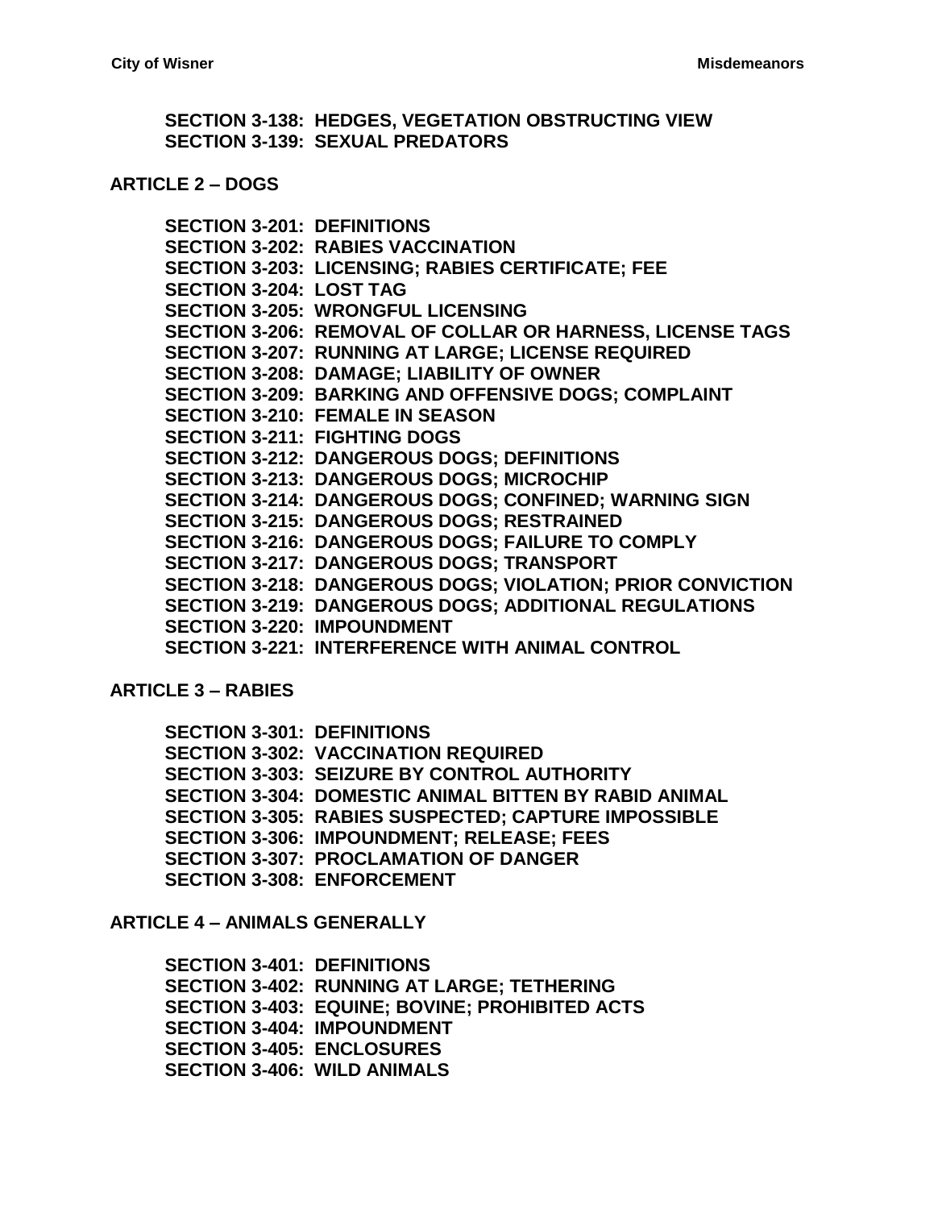**SECTION 3-138: HEDGES, VEGETATION OBSTRUCTING VIEW**
**SECTION 3-139: SEXUAL PREDATORS**

**ARTICLE 2 – DOGS**

**SECTION 3-201: DEFINITIONS**
**SECTION 3-202: RABIES VACCINATION**
**SECTION 3-203: LICENSING; RABIES CERTIFICATE; FEE**
**SECTION 3-204: LOST TAG**
**SECTION 3-205: WRONGFUL LICENSING**
**SECTION 3-206: REMOVAL OF COLLAR OR HARNESS, LICENSE TAGS**
**SECTION 3-207: RUNNING AT LARGE; LICENSE REQUIRED**
**SECTION 3-208: DAMAGE; LIABILITY OF OWNER**
**SECTION 3-209: BARKING AND OFFENSIVE DOGS; COMPLAINT**
**SECTION 3-210: FEMALE IN SEASON**
**SECTION 3-211: FIGHTING DOGS**
**SECTION 3-212: DANGEROUS DOGS; DEFINITIONS**
**SECTION 3-213: DANGEROUS DOGS; MICROCHIP**
**SECTION 3-214: DANGEROUS DOGS; CONFINED; WARNING SIGN**
**SECTION 3-215: DANGEROUS DOGS; RESTRAINED**
**SECTION 3-216: DANGEROUS DOGS; FAILURE TO COMPLY**
**SECTION 3-217: DANGEROUS DOGS; TRANSPORT**
**SECTION 3-218: DANGEROUS DOGS; VIOLATION; PRIOR CONVICTION**
**SECTION 3-219: DANGEROUS DOGS; ADDITIONAL REGULATIONS**
**SECTION 3-220: IMPOUNDMENT**
**SECTION 3-221: INTERFERENCE WITH ANIMAL CONTROL**

**ARTICLE 3 – RABIES**

**SECTION 3-301: DEFINITIONS**
**SECTION 3-302: VACCINATION REQUIRED**
**SECTION 3-303: SEIZURE BY CONTROL AUTHORITY**
**SECTION 3-304: DOMESTIC ANIMAL BITTEN BY RABID ANIMAL**
**SECTION 3-305: RABIES SUSPECTED; CAPTURE IMPOSSIBLE**
**SECTION 3-306: IMPOUNDMENT; RELEASE; FEES**
**SECTION 3-307: PROCLAMATION OF DANGER**
**SECTION 3-308: ENFORCEMENT**

**ARTICLE 4 – ANIMALS GENERALLY**

**SECTION 3-401: DEFINITIONS**
**SECTION 3-402: RUNNING AT LARGE; TETHERING**
**SECTION 3-403: EQUINE; BOVINE; PROHIBITED ACTS**
**SECTION 3-404: IMPOUNDMENT**
**SECTION 3-405: ENCLOSURES**
**SECTION 3-406: WILD ANIMALS**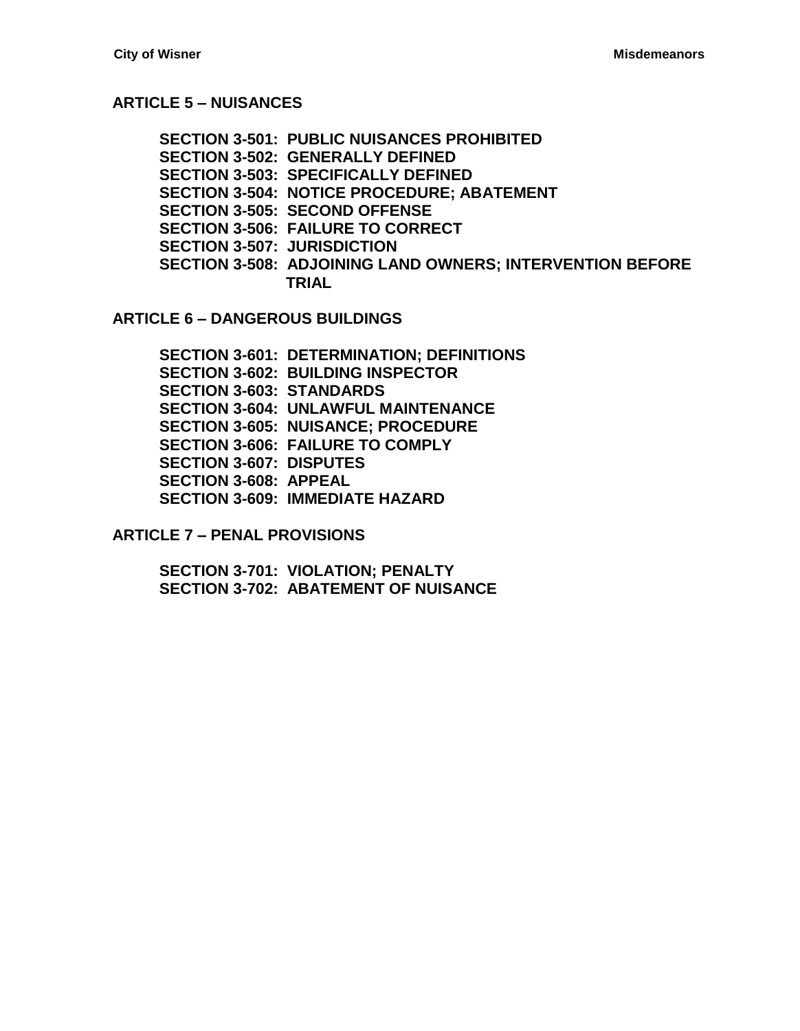## ARTICLE 5 – NUISANCES

**SECTION 3-501: PUBLIC NUISANCES PROHIBITED**
**SECTION 3-502: GENERALLY DEFINED**
**SECTION 3-503: SPECIFICALLY DEFINED**
**SECTION 3-504: NOTICE PROCEDURE; ABATEMENT**
**SECTION 3-505: SECOND OFFENSE**
**SECTION 3-506: FAILURE TO CORRECT**
**SECTION 3-507: JURISDICTION**
**SECTION 3-508: ADJOINING LAND OWNERS; INTERVENTION BEFORE TRIAL**

## ARTICLE 6 – DANGEROUS BUILDINGS

**SECTION 3-601: DETERMINATION; DEFINITIONS**
**SECTION 3-602: BUILDING INSPECTOR**
**SECTION 3-603: STANDARDS**
**SECTION 3-604: UNLAWFUL MAINTENANCE**
**SECTION 3-605: NUISANCE; PROCEDURE**
**SECTION 3-606: FAILURE TO COMPLY**
**SECTION 3-607: DISPUTES**
**SECTION 3-608: APPEAL**
**SECTION 3-609: IMMEDIATE HAZARD**

## ARTICLE 7 – PENAL PROVISIONS

**SECTION 3-701: VIOLATION; PENALTY**
**SECTION 3-702: ABATEMENT OF NUISANCE**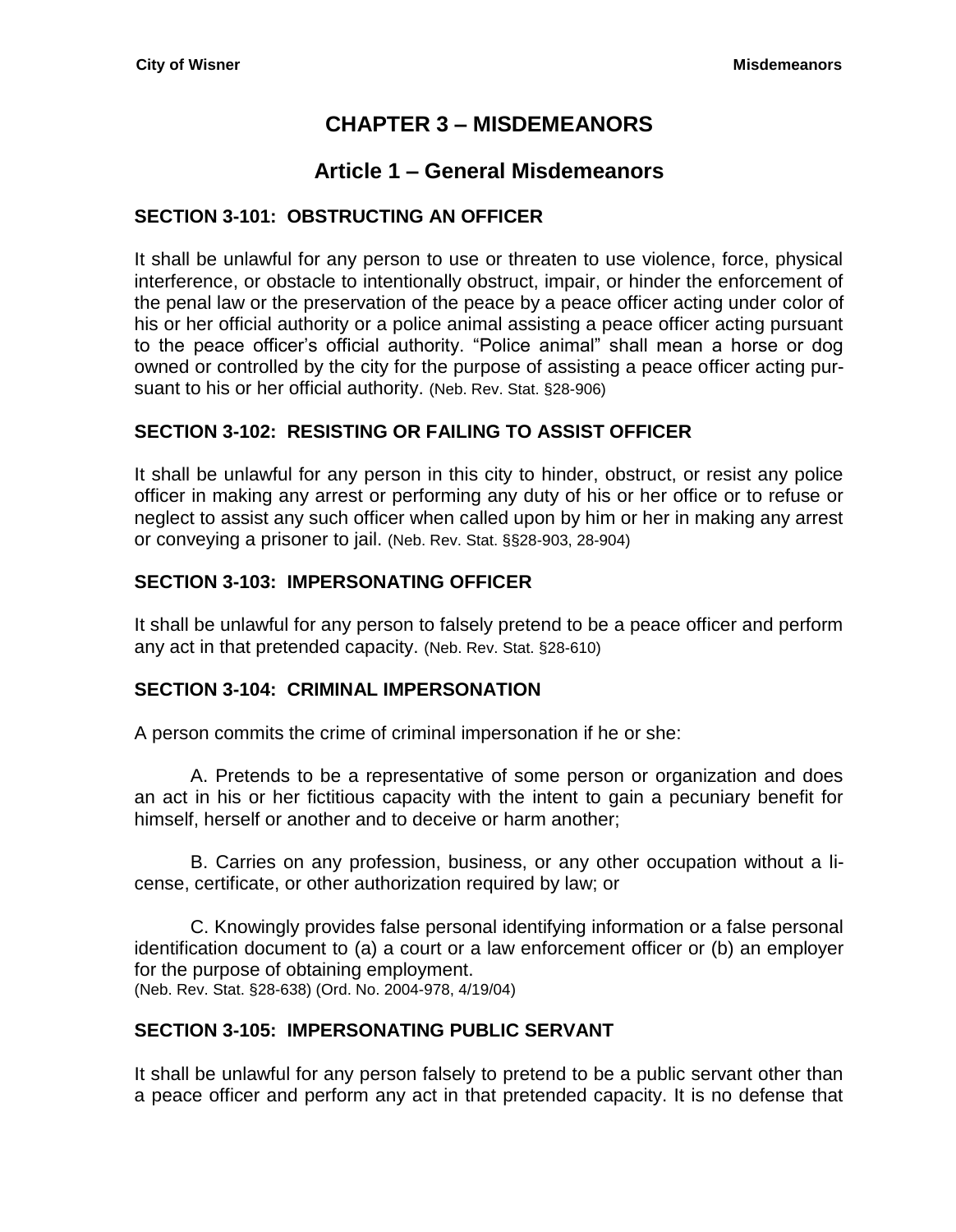# CHAPTER 3 – MISDEMEANORS

## Article 1 – General Misdemeanors

### SECTION 3-101: OBSTRUCTING AN OFFICER

It shall be unlawful for any person to use or threaten to use violence, force, physical interference, or obstacle to intentionally obstruct, impair, or hinder the enforcement of the penal law or the preservation of the peace by a peace officer acting under color of his or her official authority or a police animal assisting a peace officer acting pursuant to the peace officer's official authority. "Police animal" shall mean a horse or dog owned or controlled by the city for the purpose of assisting a peace officer acting pursuant to his or her official authority. (Neb. Rev. Stat. §28-906)

### SECTION 3-102: RESISTING OR FAILING TO ASSIST OFFICER

It shall be unlawful for any person in this city to hinder, obstruct, or resist any police officer in making any arrest or performing any duty of his or her office or to refuse or neglect to assist any such officer when called upon by him or her in making any arrest or conveying a prisoner to jail. (Neb. Rev. Stat. §§28-903, 28-904)

### SECTION 3-103: IMPERSONATING OFFICER

It shall be unlawful for any person to falsely pretend to be a peace officer and perform any act in that pretended capacity. (Neb. Rev. Stat. §28-610)

### SECTION 3-104: CRIMINAL IMPERSONATION

A person commits the crime of criminal impersonation if he or she:

A. Pretends to be a representative of some person or organization and does an act in his or her fictitious capacity with the intent to gain a pecuniary benefit for himself, herself or another and to deceive or harm another;

B. Carries on any profession, business, or any other occupation without a license, certificate, or other authorization required by law; or

C. Knowingly provides false personal identifying information or a false personal identification document to (a) a court or a law enforcement officer or (b) an employer for the purpose of obtaining employment.
(Neb. Rev. Stat. §28-638) (Ord. No. 2004-978, 4/19/04)

### SECTION 3-105: IMPERSONATING PUBLIC SERVANT

It shall be unlawful for any person falsely to pretend to be a public servant other than a peace officer and perform any act in that pretended capacity. It is no defense that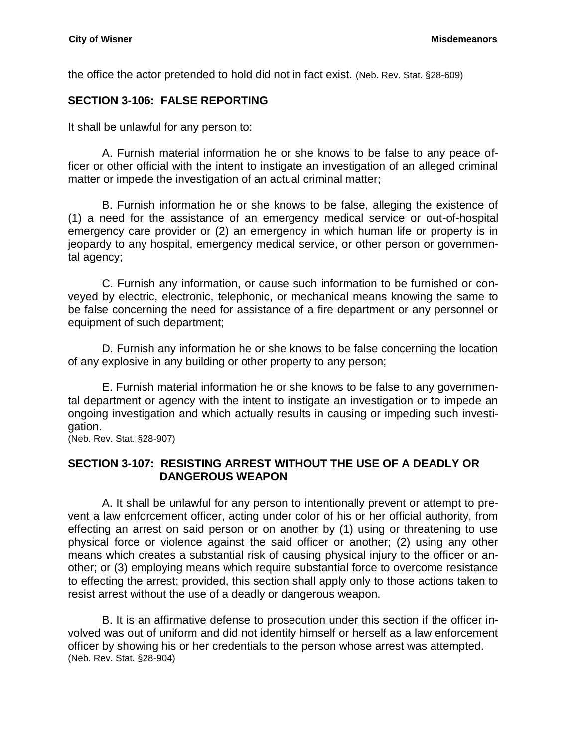the office the actor pretended to hold did not in fact exist. (Neb. Rev. Stat. §28-609)

## SECTION 3-106: FALSE REPORTING

It shall be unlawful for any person to:

A. Furnish material information he or she knows to be false to any peace officer or other official with the intent to instigate an investigation of an alleged criminal matter or impede the investigation of an actual criminal matter;

B. Furnish information he or she knows to be false, alleging the existence of (1) a need for the assistance of an emergency medical service or out-of-hospital emergency care provider or (2) an emergency in which human life or property is in jeopardy to any hospital, emergency medical service, or other person or governmental agency;

C. Furnish any information, or cause such information to be furnished or conveyed by electric, electronic, telephonic, or mechanical means knowing the same to be false concerning the need for assistance of a fire department or any personnel or equipment of such department;

D. Furnish any information he or she knows to be false concerning the location of any explosive in any building or other property to any person;

E. Furnish material information he or she knows to be false to any governmental department or agency with the intent to instigate an investigation or to impede an ongoing investigation and which actually results in causing or impeding such investigation.
(Neb. Rev. Stat. §28-907)

## SECTION 3-107: RESISTING ARREST WITHOUT THE USE OF A DEADLY OR DANGEROUS WEAPON

A. It shall be unlawful for any person to intentionally prevent or attempt to prevent a law enforcement officer, acting under color of his or her official authority, from effecting an arrest on said person or on another by (1) using or threatening to use physical force or violence against the said officer or another; (2) using any other means which creates a substantial risk of causing physical injury to the officer or another; or (3) employing means which require substantial force to overcome resistance to effecting the arrest; provided, this section shall apply only to those actions taken to resist arrest without the use of a deadly or dangerous weapon.

B. It is an affirmative defense to prosecution under this section if the officer involved was out of uniform and did not identify himself or herself as a law enforcement officer by showing his or her credentials to the person whose arrest was attempted.
(Neb. Rev. Stat. §28-904)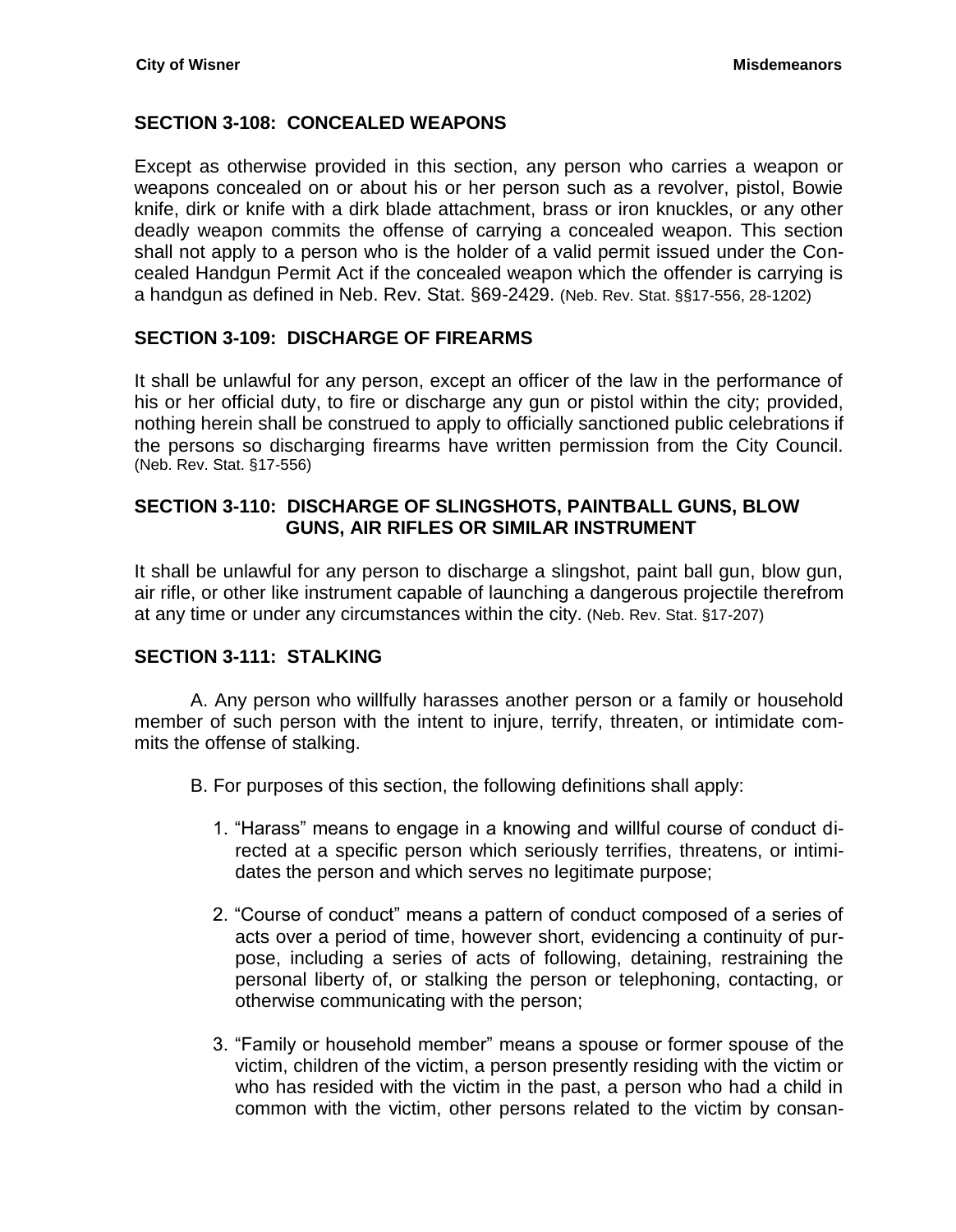## SECTION 3-108: CONCEALED WEAPONS

Except as otherwise provided in this section, any person who carries a weapon or weapons concealed on or about his or her person such as a revolver, pistol, Bowie knife, dirk or knife with a dirk blade attachment, brass or iron knuckles, or any other deadly weapon commits the offense of carrying a concealed weapon. This section shall not apply to a person who is the holder of a valid permit issued under the Concealed Handgun Permit Act if the concealed weapon which the offender is carrying is a handgun as defined in Neb. Rev. Stat. §69-2429. (Neb. Rev. Stat. §§17-556, 28-1202)

## SECTION 3-109: DISCHARGE OF FIREARMS

It shall be unlawful for any person, except an officer of the law in the performance of his or her official duty, to fire or discharge any gun or pistol within the city; provided, nothing herein shall be construed to apply to officially sanctioned public celebrations if the persons so discharging firearms have written permission from the City Council. (Neb. Rev. Stat. §17-556)

## SECTION 3-110: DISCHARGE OF SLINGSHOTS, PAINTBALL GUNS, BLOW GUNS, AIR RIFLES OR SIMILAR INSTRUMENT

It shall be unlawful for any person to discharge a slingshot, paint ball gun, blow gun, air rifle, or other like instrument capable of launching a dangerous projectile therefrom at any time or under any circumstances within the city. (Neb. Rev. Stat. §17-207)

## SECTION 3-111: STALKING

A. Any person who willfully harasses another person or a family or household member of such person with the intent to injure, terrify, threaten, or intimidate commits the offense of stalking.

B. For purposes of this section, the following definitions shall apply:

1. "Harass" means to engage in a knowing and willful course of conduct directed at a specific person which seriously terrifies, threatens, or intimidates the person and which serves no legitimate purpose;

2. "Course of conduct" means a pattern of conduct composed of a series of acts over a period of time, however short, evidencing a continuity of purpose, including a series of acts of following, detaining, restraining the personal liberty of, or stalking the person or telephoning, contacting, or otherwise communicating with the person;

3. "Family or household member" means a spouse or former spouse of the victim, children of the victim, a person presently residing with the victim or who has resided with the victim in the past, a person who had a child in common with the victim, other persons related to the victim by consan-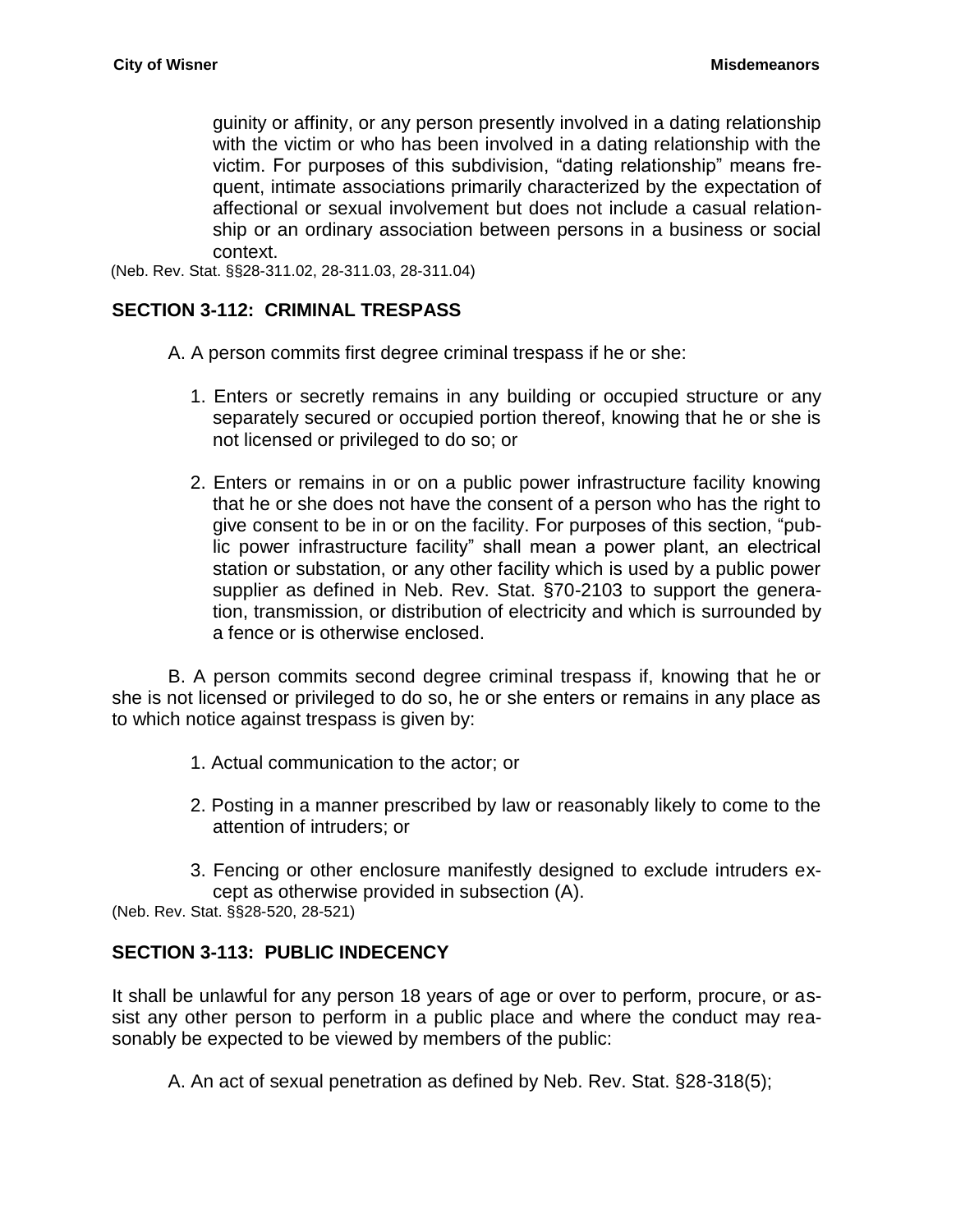guinity or affinity, or any person presently involved in a dating relationship with the victim or who has been involved in a dating relationship with the victim. For purposes of this subdivision, "dating relationship" means frequent, intimate associations primarily characterized by the expectation of affectional or sexual involvement but does not include a casual relationship or an ordinary association between persons in a business or social context.

(Neb. Rev. Stat. §§28-311.02, 28-311.03, 28-311.04)

## SECTION 3-112: CRIMINAL TRESPASS

A. A person commits first degree criminal trespass if he or she:

1. Enters or secretly remains in any building or occupied structure or any separately secured or occupied portion thereof, knowing that he or she is not licensed or privileged to do so; or

2. Enters or remains in or on a public power infrastructure facility knowing that he or she does not have the consent of a person who has the right to give consent to be in or on the facility. For purposes of this section, "public power infrastructure facility" shall mean a power plant, an electrical station or substation, or any other facility which is used by a public power supplier as defined in Neb. Rev. Stat. §70-2103 to support the generation, transmission, or distribution of electricity and which is surrounded by a fence or is otherwise enclosed.

B. A person commits second degree criminal trespass if, knowing that he or she is not licensed or privileged to do so, he or she enters or remains in any place as to which notice against trespass is given by:

1. Actual communication to the actor; or

2. Posting in a manner prescribed by law or reasonably likely to come to the attention of intruders; or

3. Fencing or other enclosure manifestly designed to exclude intruders except as otherwise provided in subsection (A).

(Neb. Rev. Stat. §§28-520, 28-521)

## SECTION 3-113: PUBLIC INDECENCY

It shall be unlawful for any person 18 years of age or over to perform, procure, or assist any other person to perform in a public place and where the conduct may reasonably be expected to be viewed by members of the public:

A. An act of sexual penetration as defined by Neb. Rev. Stat. §28-318(5);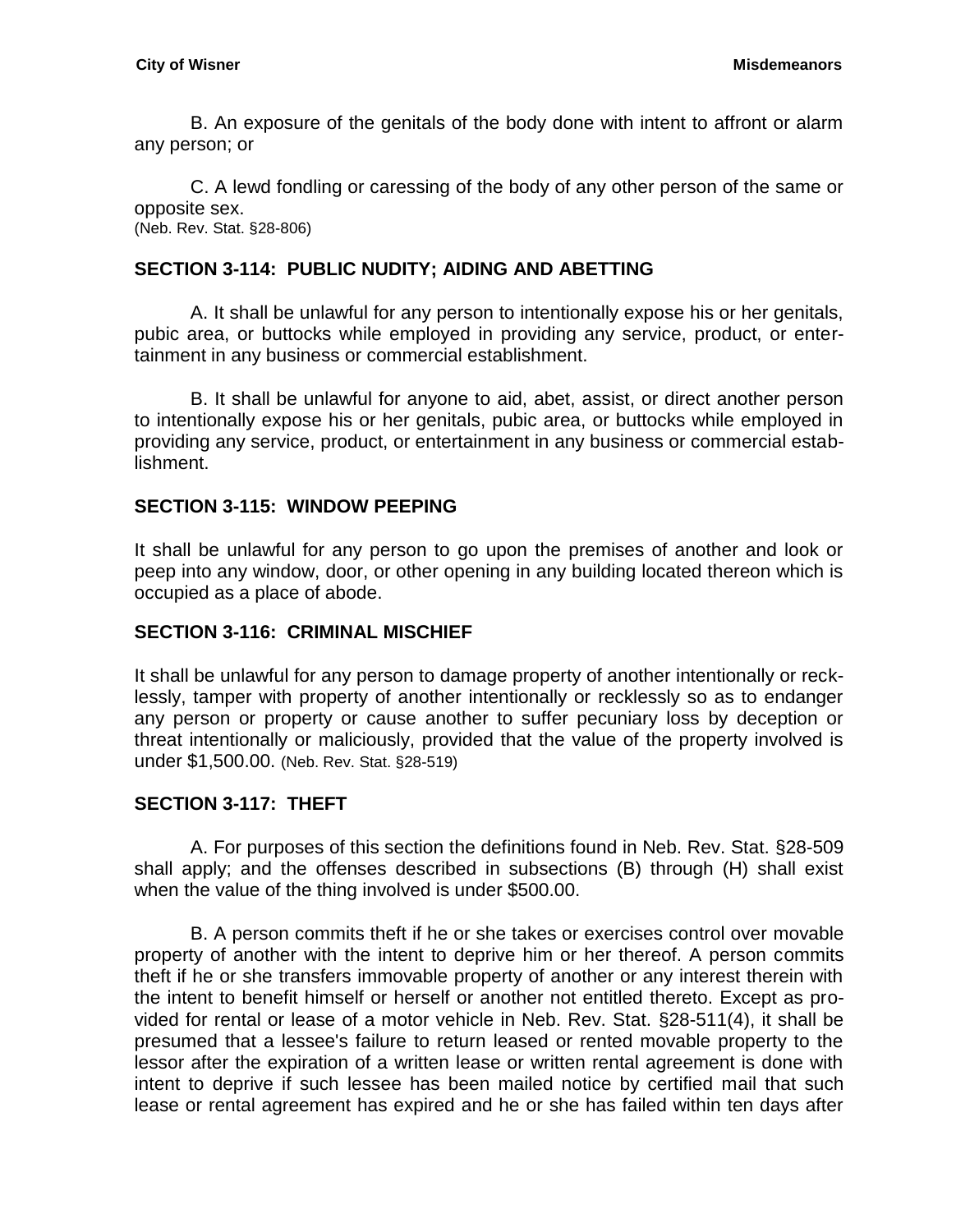B. An exposure of the genitals of the body done with intent to affront or alarm any person; or

C. A lewd fondling or caressing of the body of any other person of the same or opposite sex.
(Neb. Rev. Stat. §28-806)

## SECTION 3-114: PUBLIC NUDITY; AIDING AND ABETTING

A. It shall be unlawful for any person to intentionally expose his or her genitals, pubic area, or buttocks while employed in providing any service, product, or entertainment in any business or commercial establishment.

B. It shall be unlawful for anyone to aid, abet, assist, or direct another person to intentionally expose his or her genitals, pubic area, or buttocks while employed in providing any service, product, or entertainment in any business or commercial establishment.

## SECTION 3-115: WINDOW PEEPING

It shall be unlawful for any person to go upon the premises of another and look or peep into any window, door, or other opening in any building located thereon which is occupied as a place of abode.

## SECTION 3-116: CRIMINAL MISCHIEF

It shall be unlawful for any person to damage property of another intentionally or recklessly, tamper with property of another intentionally or recklessly so as to endanger any person or property or cause another to suffer pecuniary loss by deception or threat intentionally or maliciously, provided that the value of the property involved is under $1,500.00. (Neb. Rev. Stat. §28-519)

## SECTION 3-117: THEFT

A. For purposes of this section the definitions found in Neb. Rev. Stat. §28-509 shall apply; and the offenses described in subsections (B) through (H) shall exist when the value of the thing involved is under $500.00.

B. A person commits theft if he or she takes or exercises control over movable property of another with the intent to deprive him or her thereof. A person commits theft if he or she transfers immovable property of another or any interest therein with the intent to benefit himself or herself or another not entitled thereto. Except as provided for rental or lease of a motor vehicle in Neb. Rev. Stat. §28-511(4), it shall be presumed that a lessee's failure to return leased or rented movable property to the lessor after the expiration of a written lease or written rental agreement is done with intent to deprive if such lessee has been mailed notice by certified mail that such lease or rental agreement has expired and he or she has failed within ten days after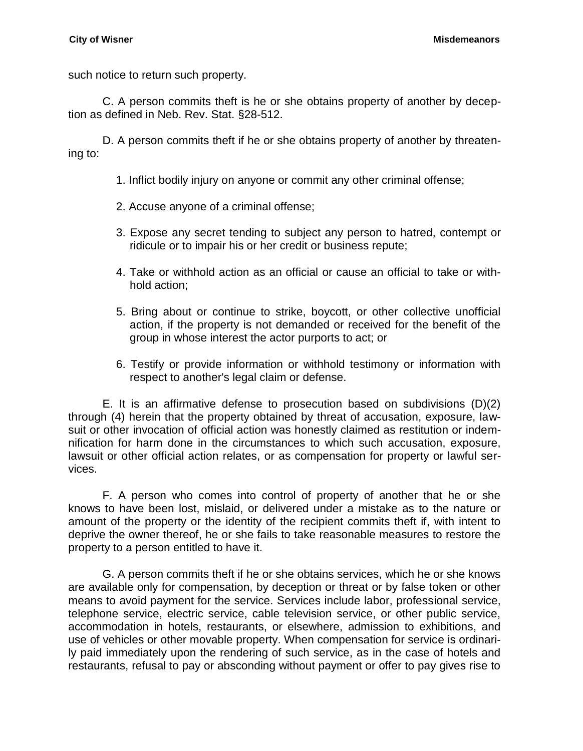such notice to return such property.

C. A person commits theft is he or she obtains property of another by deception as defined in Neb. Rev. Stat. §28-512.

D. A person commits theft if he or she obtains property of another by threatening to:

1. Inflict bodily injury on anyone or commit any other criminal offense;

2. Accuse anyone of a criminal offense;

3. Expose any secret tending to subject any person to hatred, contempt or ridicule or to impair his or her credit or business repute;

4. Take or withhold action as an official or cause an official to take or withhold action;

5. Bring about or continue to strike, boycott, or other collective unofficial action, if the property is not demanded or received for the benefit of the group in whose interest the actor purports to act; or

6. Testify or provide information or withhold testimony or information with respect to another's legal claim or defense.

E. It is an affirmative defense to prosecution based on subdivisions (D)(2) through (4) herein that the property obtained by threat of accusation, exposure, lawsuit or other invocation of official action was honestly claimed as restitution or indemnification for harm done in the circumstances to which such accusation, exposure, lawsuit or other official action relates, or as compensation for property or lawful services.

F. A person who comes into control of property of another that he or she knows to have been lost, mislaid, or delivered under a mistake as to the nature or amount of the property or the identity of the recipient commits theft if, with intent to deprive the owner thereof, he or she fails to take reasonable measures to restore the property to a person entitled to have it.

G. A person commits theft if he or she obtains services, which he or she knows are available only for compensation, by deception or threat or by false token or other means to avoid payment for the service. Services include labor, professional service, telephone service, electric service, cable television service, or other public service, accommodation in hotels, restaurants, or elsewhere, admission to exhibitions, and use of vehicles or other movable property. When compensation for service is ordinarily paid immediately upon the rendering of such service, as in the case of hotels and restaurants, refusal to pay or absconding without payment or offer to pay gives rise to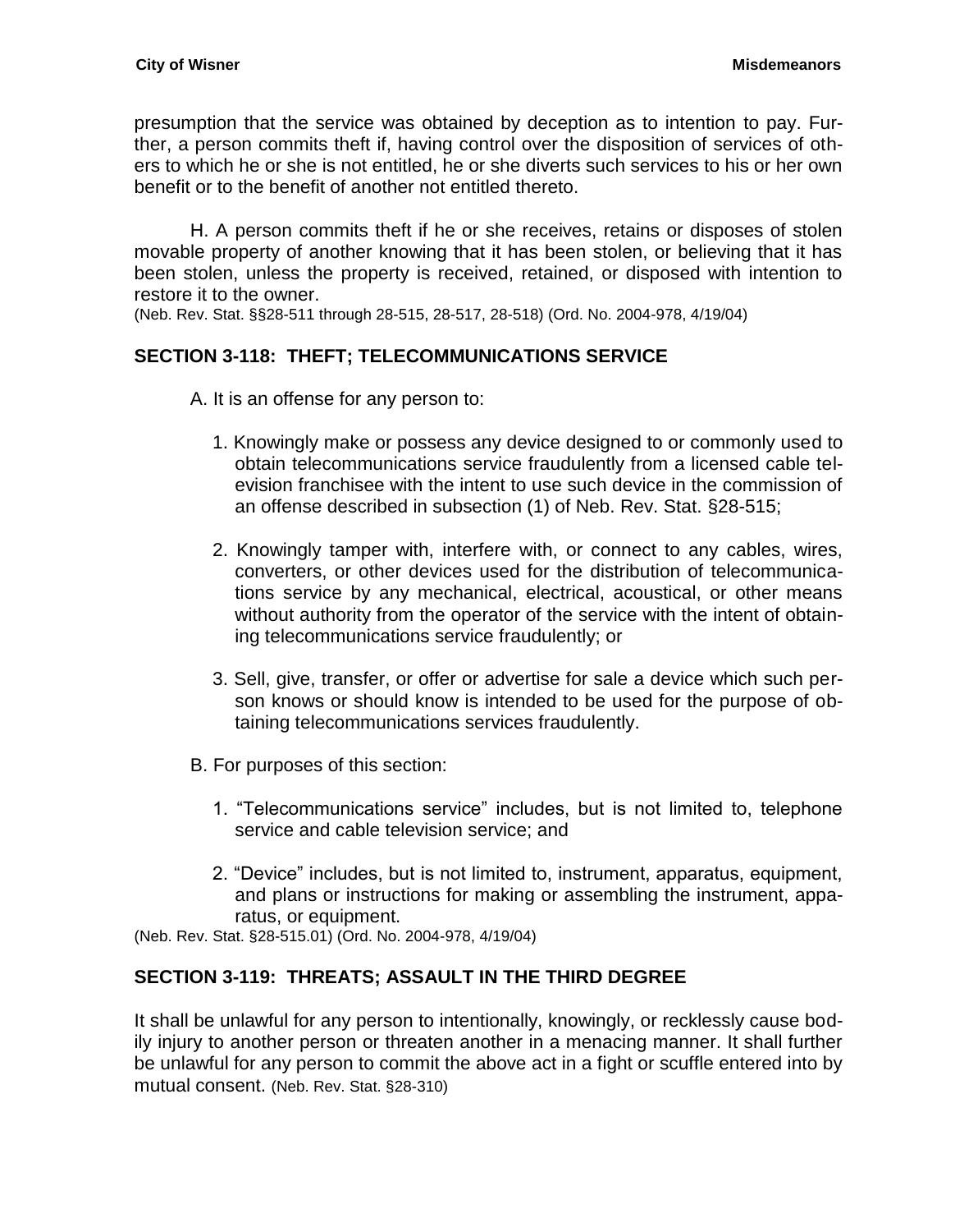presumption that the service was obtained by deception as to intention to pay. Further, a person commits theft if, having control over the disposition of services of others to which he or she is not entitled, he or she diverts such services to his or her own benefit or to the benefit of another not entitled thereto.

H. A person commits theft if he or she receives, retains or disposes of stolen movable property of another knowing that it has been stolen, or believing that it has been stolen, unless the property is received, retained, or disposed with intention to restore it to the owner.
(Neb. Rev. Stat. §§28-511 through 28-515, 28-517, 28-518) (Ord. No. 2004-978, 4/19/04)

## SECTION 3-118: THEFT; TELECOMMUNICATIONS SERVICE

A. It is an offense for any person to:

1. Knowingly make or possess any device designed to or commonly used to obtain telecommunications service fraudulently from a licensed cable television franchisee with the intent to use such device in the commission of an offense described in subsection (1) of Neb. Rev. Stat. §28-515;

2. Knowingly tamper with, interfere with, or connect to any cables, wires, converters, or other devices used for the distribution of telecommunications service by any mechanical, electrical, acoustical, or other means without authority from the operator of the service with the intent of obtaining telecommunications service fraudulently; or

3. Sell, give, transfer, or offer or advertise for sale a device which such person knows or should know is intended to be used for the purpose of obtaining telecommunications services fraudulently.

B. For purposes of this section:

1. "Telecommunications service" includes, but is not limited to, telephone service and cable television service; and

2. "Device" includes, but is not limited to, instrument, apparatus, equipment, and plans or instructions for making or assembling the instrument, apparatus, or equipment.

(Neb. Rev. Stat. §28-515.01) (Ord. No. 2004-978, 4/19/04)

## SECTION 3-119: THREATS; ASSAULT IN THE THIRD DEGREE

It shall be unlawful for any person to intentionally, knowingly, or recklessly cause bodily injury to another person or threaten another in a menacing manner. It shall further be unlawful for any person to commit the above act in a fight or scuffle entered into by mutual consent. (Neb. Rev. Stat. §28-310)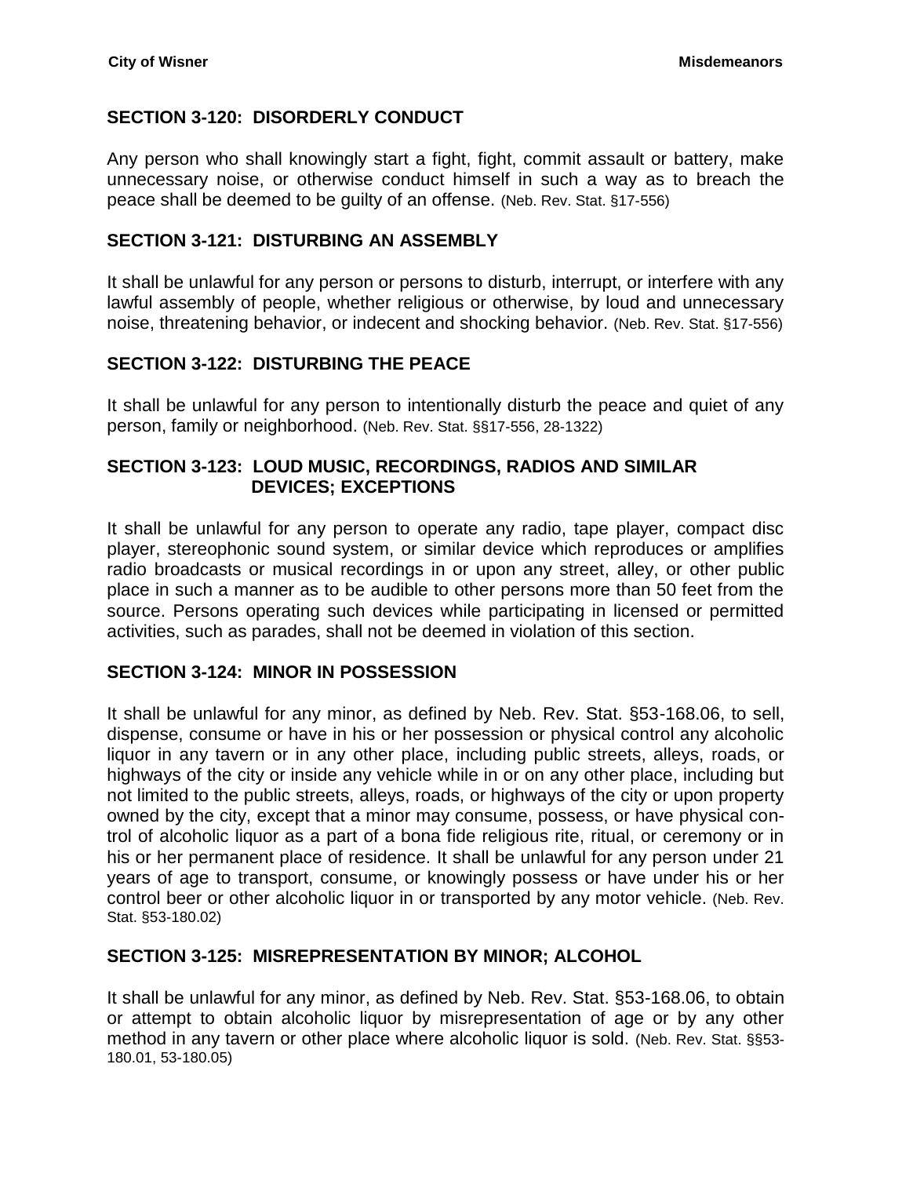## SECTION 3-120: DISORDERLY CONDUCT

Any person who shall knowingly start a fight, fight, commit assault or battery, make unnecessary noise, or otherwise conduct himself in such a way as to breach the peace shall be deemed to be guilty of an offense. (Neb. Rev. Stat. §17-556)

## SECTION 3-121: DISTURBING AN ASSEMBLY

It shall be unlawful for any person or persons to disturb, interrupt, or interfere with any lawful assembly of people, whether religious or otherwise, by loud and unnecessary noise, threatening behavior, or indecent and shocking behavior. (Neb. Rev. Stat. §17-556)

## SECTION 3-122: DISTURBING THE PEACE

It shall be unlawful for any person to intentionally disturb the peace and quiet of any person, family or neighborhood. (Neb. Rev. Stat. §§17-556, 28-1322)

## SECTION 3-123: LOUD MUSIC, RECORDINGS, RADIOS AND SIMILAR DEVICES; EXCEPTIONS

It shall be unlawful for any person to operate any radio, tape player, compact disc player, stereophonic sound system, or similar device which reproduces or amplifies radio broadcasts or musical recordings in or upon any street, alley, or other public place in such a manner as to be audible to other persons more than 50 feet from the source. Persons operating such devices while participating in licensed or permitted activities, such as parades, shall not be deemed in violation of this section.

## SECTION 3-124: MINOR IN POSSESSION

It shall be unlawful for any minor, as defined by Neb. Rev. Stat. §53-168.06, to sell, dispense, consume or have in his or her possession or physical control any alcoholic liquor in any tavern or in any other place, including public streets, alleys, roads, or highways of the city or inside any vehicle while in or on any other place, including but not limited to the public streets, alleys, roads, or highways of the city or upon property owned by the city, except that a minor may consume, possess, or have physical control of alcoholic liquor as a part of a bona fide religious rite, ritual, or ceremony or in his or her permanent place of residence. It shall be unlawful for any person under 21 years of age to transport, consume, or knowingly possess or have under his or her control beer or other alcoholic liquor in or transported by any motor vehicle. (Neb. Rev. Stat. §53-180.02)

## SECTION 3-125: MISREPRESENTATION BY MINOR; ALCOHOL

It shall be unlawful for any minor, as defined by Neb. Rev. Stat. §53-168.06, to obtain or attempt to obtain alcoholic liquor by misrepresentation of age or by any other method in any tavern or other place where alcoholic liquor is sold. (Neb. Rev. Stat. §§53-180.01, 53-180.05)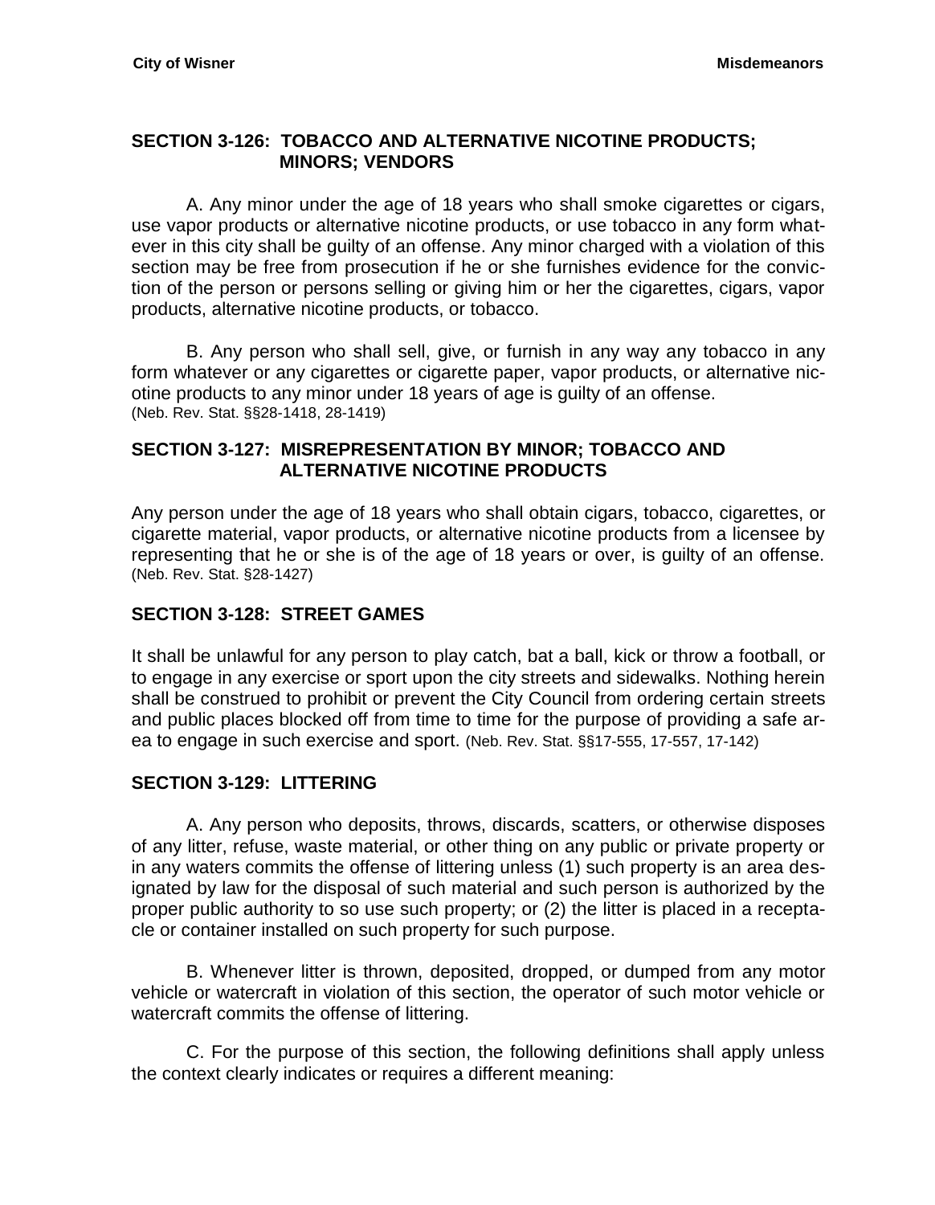## SECTION 3-126: TOBACCO AND ALTERNATIVE NICOTINE PRODUCTS; MINORS; VENDORS

A. Any minor under the age of 18 years who shall smoke cigarettes or cigars, use vapor products or alternative nicotine products, or use tobacco in any form whatever in this city shall be guilty of an offense. Any minor charged with a violation of this section may be free from prosecution if he or she furnishes evidence for the conviction of the person or persons selling or giving him or her the cigarettes, cigars, vapor products, alternative nicotine products, or tobacco.

B. Any person who shall sell, give, or furnish in any way any tobacco in any form whatever or any cigarettes or cigarette paper, vapor products, or alternative nicotine products to any minor under 18 years of age is guilty of an offense.
(Neb. Rev. Stat. §§28-1418, 28-1419)

## SECTION 3-127: MISREPRESENTATION BY MINOR; TOBACCO AND ALTERNATIVE NICOTINE PRODUCTS

Any person under the age of 18 years who shall obtain cigars, tobacco, cigarettes, or cigarette material, vapor products, or alternative nicotine products from a licensee by representing that he or she is of the age of 18 years or over, is guilty of an offense. (Neb. Rev. Stat. §28-1427)

## SECTION 3-128: STREET GAMES

It shall be unlawful for any person to play catch, bat a ball, kick or throw a football, or to engage in any exercise or sport upon the city streets and sidewalks. Nothing herein shall be construed to prohibit or prevent the City Council from ordering certain streets and public places blocked off from time to time for the purpose of providing a safe area to engage in such exercise and sport. (Neb. Rev. Stat. §§17-555, 17-557, 17-142)

## SECTION 3-129: LITTERING

A. Any person who deposits, throws, discards, scatters, or otherwise disposes of any litter, refuse, waste material, or other thing on any public or private property or in any waters commits the offense of littering unless (1) such property is an area designated by law for the disposal of such material and such person is authorized by the proper public authority to so use such property; or (2) the litter is placed in a receptacle or container installed on such property for such purpose.

B. Whenever litter is thrown, deposited, dropped, or dumped from any motor vehicle or watercraft in violation of this section, the operator of such motor vehicle or watercraft commits the offense of littering.

C. For the purpose of this section, the following definitions shall apply unless the context clearly indicates or requires a different meaning: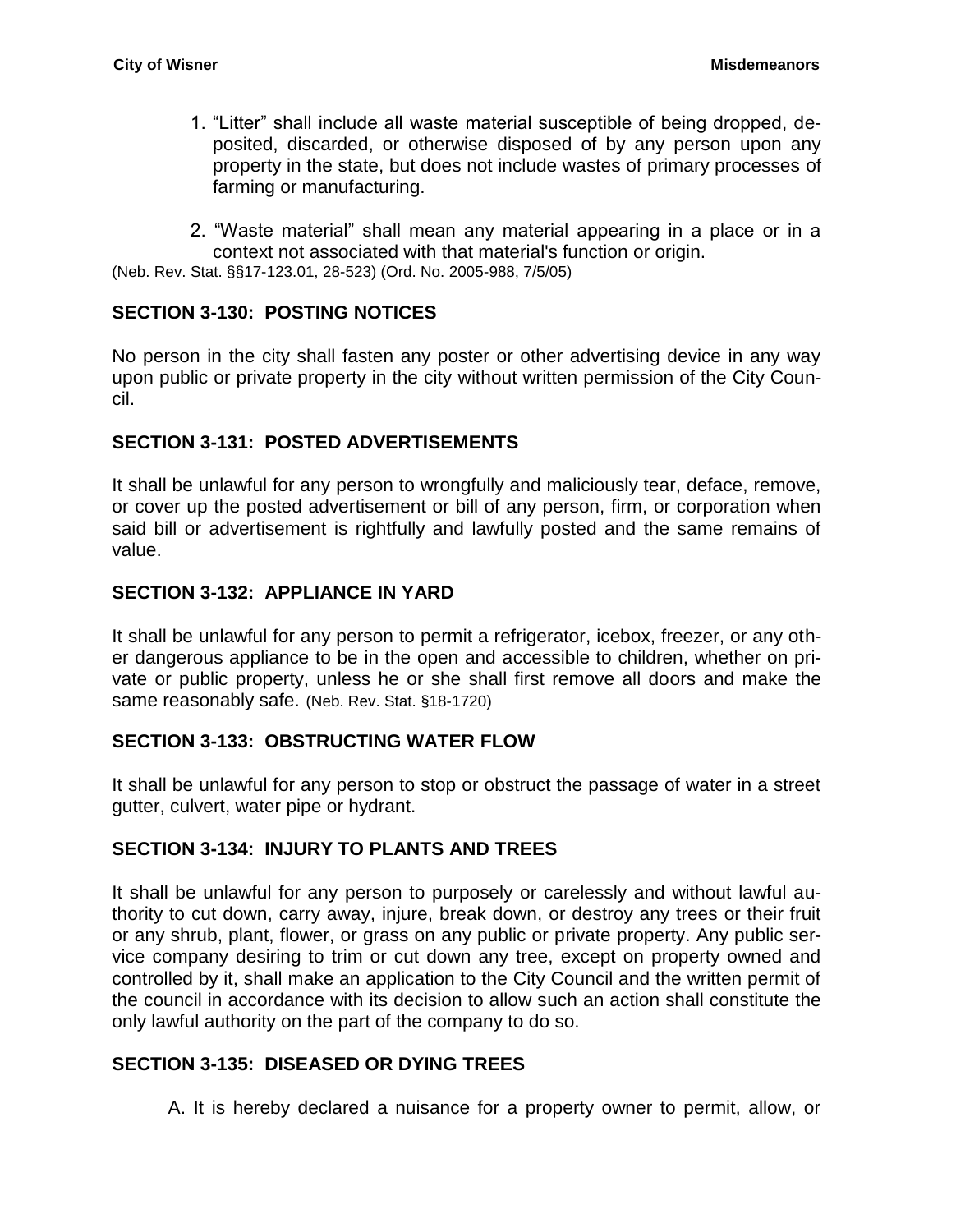1. "Litter" shall include all waste material susceptible of being dropped, deposited, discarded, or otherwise disposed of by any person upon any property in the state, but does not include wastes of primary processes of farming or manufacturing.

2. "Waste material" shall mean any material appearing in a place or in a context not associated with that material's function or origin.

(Neb. Rev. Stat. §§17-123.01, 28-523) (Ord. No. 2005-988, 7/5/05)

## SECTION 3-130: POSTING NOTICES

No person in the city shall fasten any poster or other advertising device in any way upon public or private property in the city without written permission of the City Council.

## SECTION 3-131: POSTED ADVERTISEMENTS

It shall be unlawful for any person to wrongfully and maliciously tear, deface, remove, or cover up the posted advertisement or bill of any person, firm, or corporation when said bill or advertisement is rightfully and lawfully posted and the same remains of value.

## SECTION 3-132: APPLIANCE IN YARD

It shall be unlawful for any person to permit a refrigerator, icebox, freezer, or any other dangerous appliance to be in the open and accessible to children, whether on private or public property, unless he or she shall first remove all doors and make the same reasonably safe. (Neb. Rev. Stat. §18-1720)

## SECTION 3-133: OBSTRUCTING WATER FLOW

It shall be unlawful for any person to stop or obstruct the passage of water in a street gutter, culvert, water pipe or hydrant.

## SECTION 3-134: INJURY TO PLANTS AND TREES

It shall be unlawful for any person to purposely or carelessly and without lawful authority to cut down, carry away, injure, break down, or destroy any trees or their fruit or any shrub, plant, flower, or grass on any public or private property. Any public service company desiring to trim or cut down any tree, except on property owned and controlled by it, shall make an application to the City Council and the written permit of the council in accordance with its decision to allow such an action shall constitute the only lawful authority on the part of the company to do so.

## SECTION 3-135: DISEASED OR DYING TREES

A. It is hereby declared a nuisance for a property owner to permit, allow, or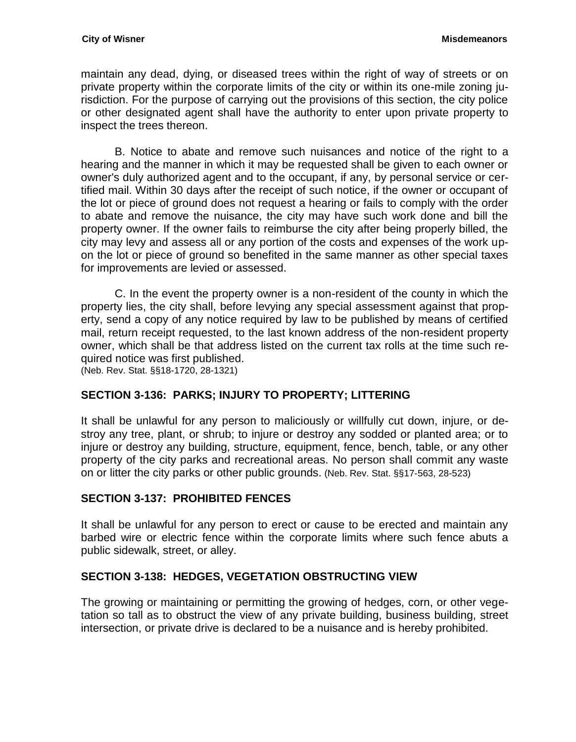maintain any dead, dying, or diseased trees within the right of way of streets or on private property within the corporate limits of the city or within its one-mile zoning jurisdiction. For the purpose of carrying out the provisions of this section, the city police or other designated agent shall have the authority to enter upon private property to inspect the trees thereon.

B. Notice to abate and remove such nuisances and notice of the right to a hearing and the manner in which it may be requested shall be given to each owner or owner's duly authorized agent and to the occupant, if any, by personal service or certified mail. Within 30 days after the receipt of such notice, if the owner or occupant of the lot or piece of ground does not request a hearing or fails to comply with the order to abate and remove the nuisance, the city may have such work done and bill the property owner. If the owner fails to reimburse the city after being properly billed, the city may levy and assess all or any portion of the costs and expenses of the work upon the lot or piece of ground so benefited in the same manner as other special taxes for improvements are levied or assessed.

C. In the event the property owner is a non-resident of the county in which the property lies, the city shall, before levying any special assessment against that property, send a copy of any notice required by law to be published by means of certified mail, return receipt requested, to the last known address of the non-resident property owner, which shall be that address listed on the current tax rolls at the time such required notice was first published.
(Neb. Rev. Stat. §§18-1720, 28-1321)

## SECTION 3-136: PARKS; INJURY TO PROPERTY; LITTERING

It shall be unlawful for any person to maliciously or willfully cut down, injure, or destroy any tree, plant, or shrub; to injure or destroy any sodded or planted area; or to injure or destroy any building, structure, equipment, fence, bench, table, or any other property of the city parks and recreational areas. No person shall commit any waste on or litter the city parks or other public grounds. (Neb. Rev. Stat. §§17-563, 28-523)

## SECTION 3-137: PROHIBITED FENCES

It shall be unlawful for any person to erect or cause to be erected and maintain any barbed wire or electric fence within the corporate limits where such fence abuts a public sidewalk, street, or alley.

## SECTION 3-138: HEDGES, VEGETATION OBSTRUCTING VIEW

The growing or maintaining or permitting the growing of hedges, corn, or other vegetation so tall as to obstruct the view of any private building, business building, street intersection, or private drive is declared to be a nuisance and is hereby prohibited.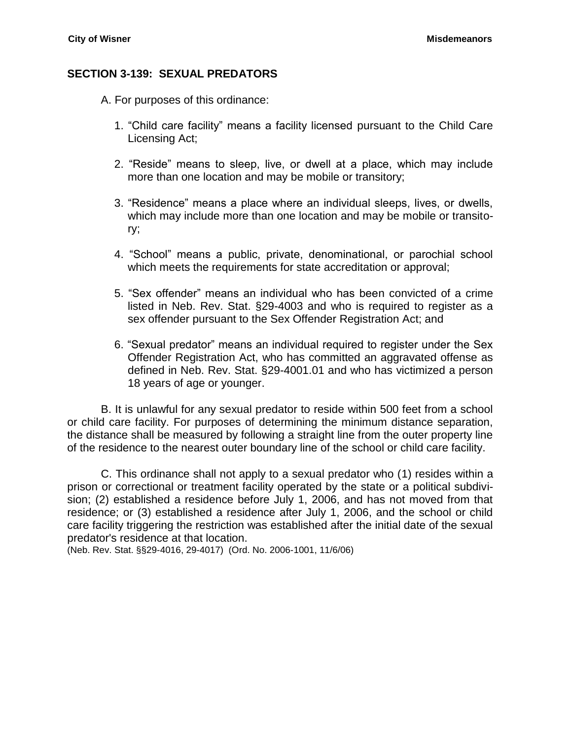## SECTION 3-139: SEXUAL PREDATORS

A. For purposes of this ordinance:

1. "Child care facility" means a facility licensed pursuant to the Child Care Licensing Act;

2. "Reside" means to sleep, live, or dwell at a place, which may include more than one location and may be mobile or transitory;

3. "Residence" means a place where an individual sleeps, lives, or dwells, which may include more than one location and may be mobile or transitory;

4. "School" means a public, private, denominational, or parochial school which meets the requirements for state accreditation or approval;

5. "Sex offender" means an individual who has been convicted of a crime listed in Neb. Rev. Stat. §29-4003 and who is required to register as a sex offender pursuant to the Sex Offender Registration Act; and

6. "Sexual predator" means an individual required to register under the Sex Offender Registration Act, who has committed an aggravated offense as defined in Neb. Rev. Stat. §29-4001.01 and who has victimized a person 18 years of age or younger.

B. It is unlawful for any sexual predator to reside within 500 feet from a school or child care facility. For purposes of determining the minimum distance separation, the distance shall be measured by following a straight line from the outer property line of the residence to the nearest outer boundary line of the school or child care facility.

C. This ordinance shall not apply to a sexual predator who (1) resides within a prison or correctional or treatment facility operated by the state or a political subdivision; (2) established a residence before July 1, 2006, and has not moved from that residence; or (3) established a residence after July 1, 2006, and the school or child care facility triggering the restriction was established after the initial date of the sexual predator's residence at that location.

(Neb. Rev. Stat. §§29-4016, 29-4017) (Ord. No. 2006-1001, 11/6/06)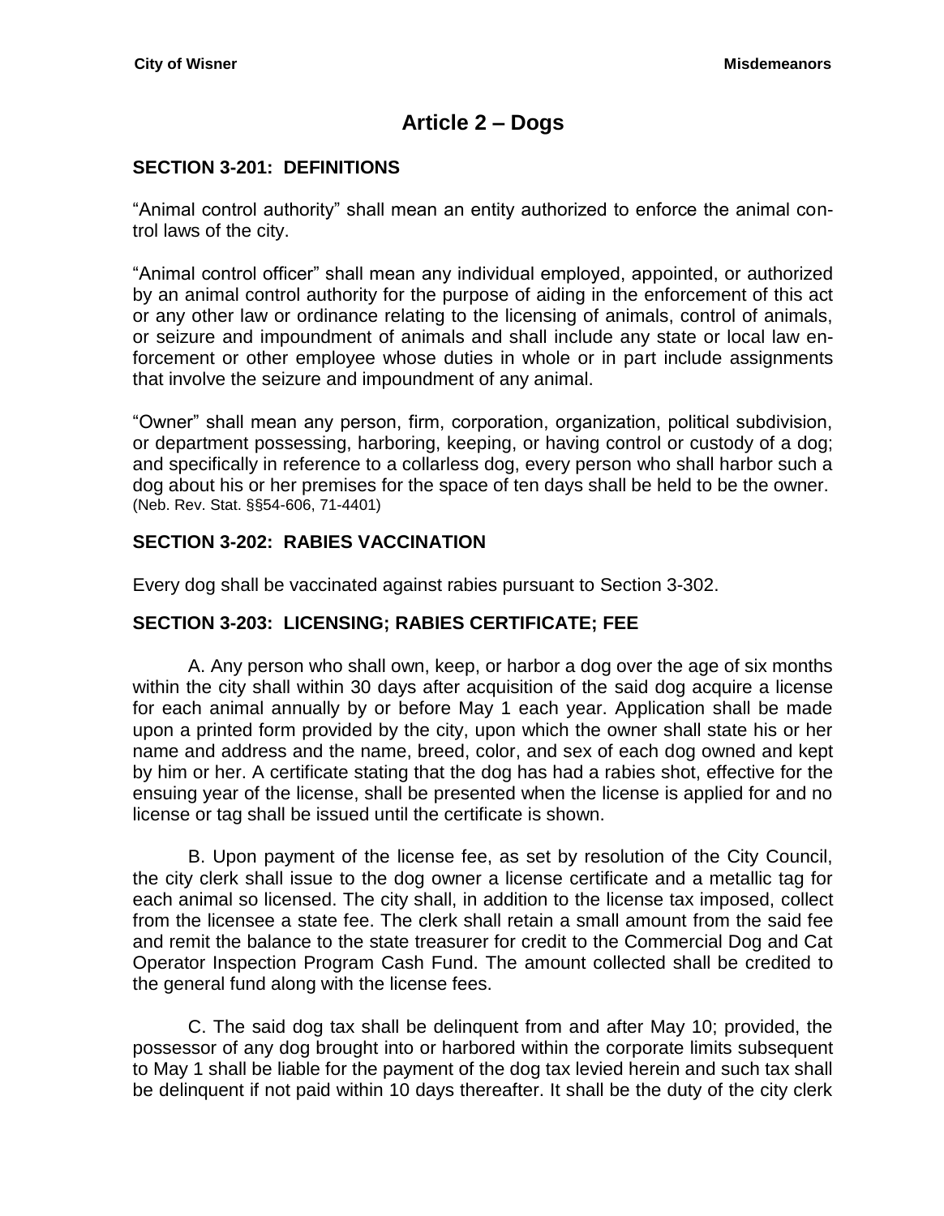# Article 2 – Dogs

## SECTION 3-201: DEFINITIONS

"Animal control authority" shall mean an entity authorized to enforce the animal control laws of the city.

"Animal control officer" shall mean any individual employed, appointed, or authorized by an animal control authority for the purpose of aiding in the enforcement of this act or any other law or ordinance relating to the licensing of animals, control of animals, or seizure and impoundment of animals and shall include any state or local law enforcement or other employee whose duties in whole or in part include assignments that involve the seizure and impoundment of any animal.

"Owner" shall mean any person, firm, corporation, organization, political subdivision, or department possessing, harboring, keeping, or having control or custody of a dog; and specifically in reference to a collarless dog, every person who shall harbor such a dog about his or her premises for the space of ten days shall be held to be the owner.
(Neb. Rev. Stat. §§54-606, 71-4401)

## SECTION 3-202: RABIES VACCINATION

Every dog shall be vaccinated against rabies pursuant to Section 3-302.

## SECTION 3-203: LICENSING; RABIES CERTIFICATE; FEE

A. Any person who shall own, keep, or harbor a dog over the age of six months within the city shall within 30 days after acquisition of the said dog acquire a license for each animal annually by or before May 1 each year. Application shall be made upon a printed form provided by the city, upon which the owner shall state his or her name and address and the name, breed, color, and sex of each dog owned and kept by him or her. A certificate stating that the dog has had a rabies shot, effective for the ensuing year of the license, shall be presented when the license is applied for and no license or tag shall be issued until the certificate is shown.

B. Upon payment of the license fee, as set by resolution of the City Council, the city clerk shall issue to the dog owner a license certificate and a metallic tag for each animal so licensed. The city shall, in addition to the license tax imposed, collect from the licensee a state fee. The clerk shall retain a small amount from the said fee and remit the balance to the state treasurer for credit to the Commercial Dog and Cat Operator Inspection Program Cash Fund. The amount collected shall be credited to the general fund along with the license fees.

C. The said dog tax shall be delinquent from and after May 10; provided, the possessor of any dog brought into or harbored within the corporate limits subsequent to May 1 shall be liable for the payment of the dog tax levied herein and such tax shall be delinquent if not paid within 10 days thereafter. It shall be the duty of the city clerk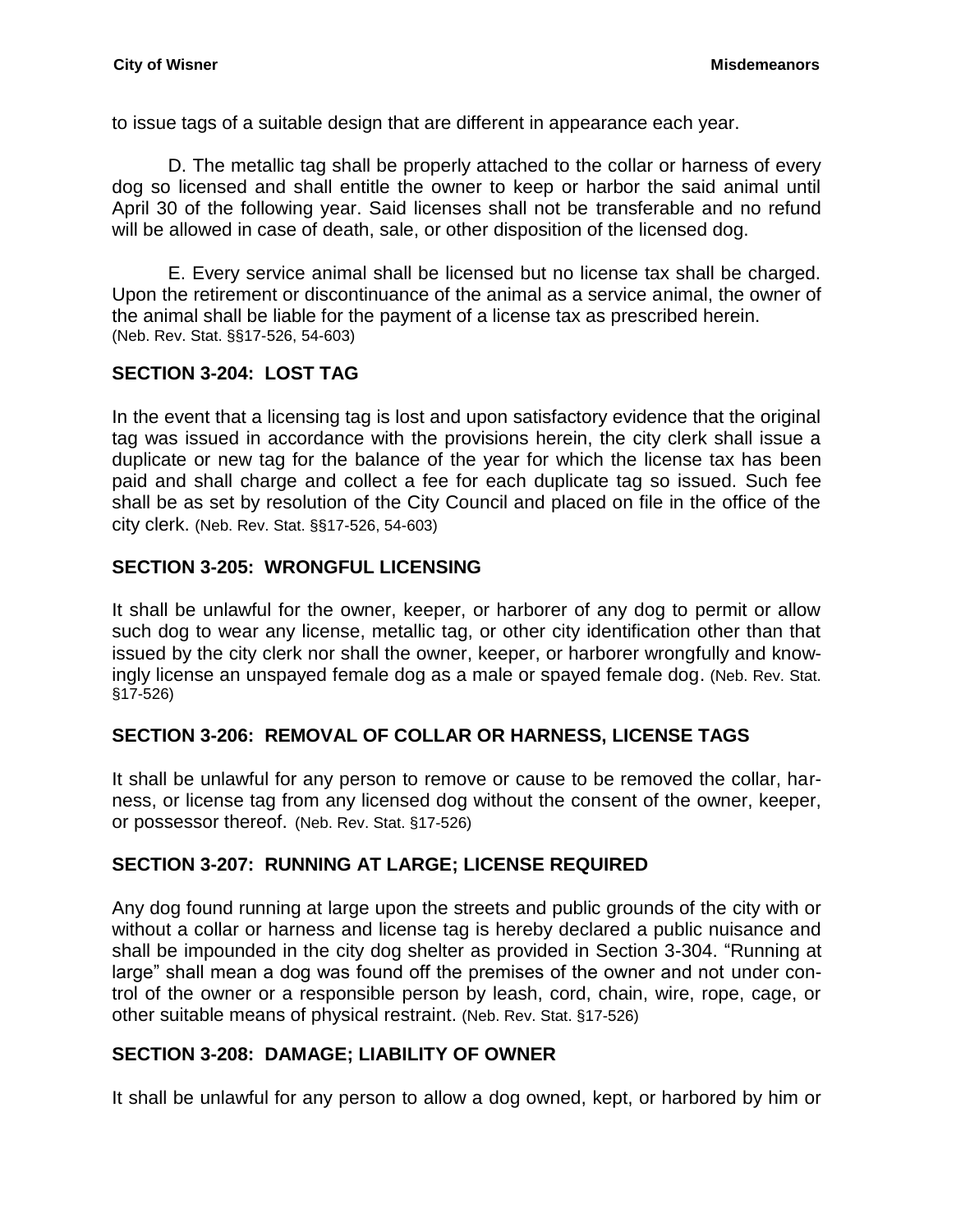to issue tags of a suitable design that are different in appearance each year.

D. The metallic tag shall be properly attached to the collar or harness of every dog so licensed and shall entitle the owner to keep or harbor the said animal until April 30 of the following year. Said licenses shall not be transferable and no refund will be allowed in case of death, sale, or other disposition of the licensed dog.

E. Every service animal shall be licensed but no license tax shall be charged. Upon the retirement or discontinuance of the animal as a service animal, the owner of the animal shall be liable for the payment of a license tax as prescribed herein. (Neb. Rev. Stat. §§17-526, 54-603)

## SECTION 3-204: LOST TAG

In the event that a licensing tag is lost and upon satisfactory evidence that the original tag was issued in accordance with the provisions herein, the city clerk shall issue a duplicate or new tag for the balance of the year for which the license tax has been paid and shall charge and collect a fee for each duplicate tag so issued. Such fee shall be as set by resolution of the City Council and placed on file in the office of the city clerk. (Neb. Rev. Stat. §§17-526, 54-603)

## SECTION 3-205: WRONGFUL LICENSING

It shall be unlawful for the owner, keeper, or harborer of any dog to permit or allow such dog to wear any license, metallic tag, or other city identification other than that issued by the city clerk nor shall the owner, keeper, or harborer wrongfully and knowingly license an unspayed female dog as a male or spayed female dog. (Neb. Rev. Stat. §17-526)

## SECTION 3-206: REMOVAL OF COLLAR OR HARNESS, LICENSE TAGS

It shall be unlawful for any person to remove or cause to be removed the collar, harness, or license tag from any licensed dog without the consent of the owner, keeper, or possessor thereof. (Neb. Rev. Stat. §17-526)

## SECTION 3-207: RUNNING AT LARGE; LICENSE REQUIRED

Any dog found running at large upon the streets and public grounds of the city with or without a collar or harness and license tag is hereby declared a public nuisance and shall be impounded in the city dog shelter as provided in Section 3-304. "Running at large" shall mean a dog was found off the premises of the owner and not under control of the owner or a responsible person by leash, cord, chain, wire, rope, cage, or other suitable means of physical restraint. (Neb. Rev. Stat. §17-526)

## SECTION 3-208: DAMAGE; LIABILITY OF OWNER

It shall be unlawful for any person to allow a dog owned, kept, or harbored by him or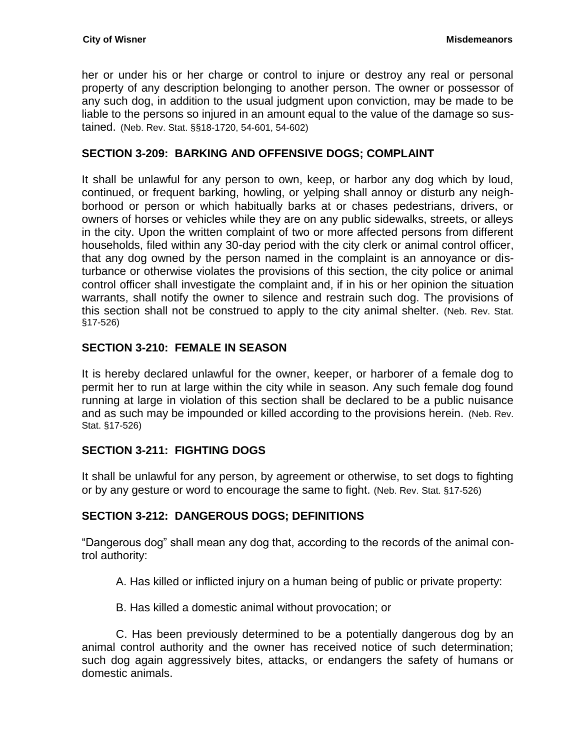her or under his or her charge or control to injure or destroy any real or personal property of any description belonging to another person. The owner or possessor of any such dog, in addition to the usual judgment upon conviction, may be made to be liable to the persons so injured in an amount equal to the value of the damage so sustained. (Neb. Rev. Stat. §§18-1720, 54-601, 54-602)

## SECTION 3-209: BARKING AND OFFENSIVE DOGS; COMPLAINT

It shall be unlawful for any person to own, keep, or harbor any dog which by loud, continued, or frequent barking, howling, or yelping shall annoy or disturb any neighborhood or person or which habitually barks at or chases pedestrians, drivers, or owners of horses or vehicles while they are on any public sidewalks, streets, or alleys in the city. Upon the written complaint of two or more affected persons from different households, filed within any 30-day period with the city clerk or animal control officer, that any dog owned by the person named in the complaint is an annoyance or disturbance or otherwise violates the provisions of this section, the city police or animal control officer shall investigate the complaint and, if in his or her opinion the situation warrants, shall notify the owner to silence and restrain such dog. The provisions of this section shall not be construed to apply to the city animal shelter. (Neb. Rev. Stat. §17-526)

## SECTION 3-210: FEMALE IN SEASON

It is hereby declared unlawful for the owner, keeper, or harborer of a female dog to permit her to run at large within the city while in season. Any such female dog found running at large in violation of this section shall be declared to be a public nuisance and as such may be impounded or killed according to the provisions herein. (Neb. Rev. Stat. §17-526)

## SECTION 3-211: FIGHTING DOGS

It shall be unlawful for any person, by agreement or otherwise, to set dogs to fighting or by any gesture or word to encourage the same to fight. (Neb. Rev. Stat. §17-526)

## SECTION 3-212: DANGEROUS DOGS; DEFINITIONS

"Dangerous dog" shall mean any dog that, according to the records of the animal control authority:

A. Has killed or inflicted injury on a human being of public or private property:

B. Has killed a domestic animal without provocation; or

C. Has been previously determined to be a potentially dangerous dog by an animal control authority and the owner has received notice of such determination; such dog again aggressively bites, attacks, or endangers the safety of humans or domestic animals.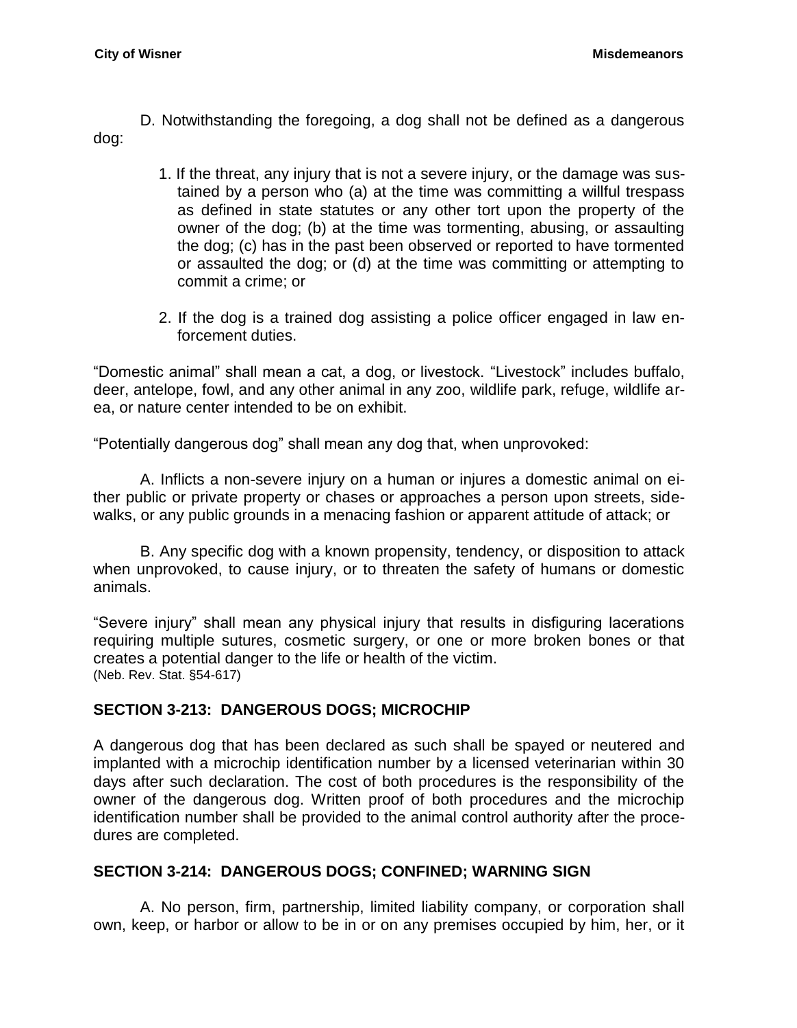D. Notwithstanding the foregoing, a dog shall not be defined as a dangerous dog:

1. If the threat, any injury that is not a severe injury, or the damage was sustained by a person who (a) at the time was committing a willful trespass as defined in state statutes or any other tort upon the property of the owner of the dog; (b) at the time was tormenting, abusing, or assaulting the dog; (c) has in the past been observed or reported to have tormented or assaulted the dog; or (d) at the time was committing or attempting to commit a crime; or

2. If the dog is a trained dog assisting a police officer engaged in law enforcement duties.

"Domestic animal" shall mean a cat, a dog, or livestock. "Livestock" includes buffalo, deer, antelope, fowl, and any other animal in any zoo, wildlife park, refuge, wildlife area, or nature center intended to be on exhibit.

"Potentially dangerous dog" shall mean any dog that, when unprovoked:

A. Inflicts a non-severe injury on a human or injures a domestic animal on either public or private property or chases or approaches a person upon streets, sidewalks, or any public grounds in a menacing fashion or apparent attitude of attack; or

B. Any specific dog with a known propensity, tendency, or disposition to attack when unprovoked, to cause injury, or to threaten the safety of humans or domestic animals.

"Severe injury" shall mean any physical injury that results in disfiguring lacerations requiring multiple sutures, cosmetic surgery, or one or more broken bones or that creates a potential danger to the life or health of the victim.
(Neb. Rev. Stat. §54-617)

## SECTION 3-213: DANGEROUS DOGS; MICROCHIP

A dangerous dog that has been declared as such shall be spayed or neutered and implanted with a microchip identification number by a licensed veterinarian within 30 days after such declaration. The cost of both procedures is the responsibility of the owner of the dangerous dog. Written proof of both procedures and the microchip identification number shall be provided to the animal control authority after the procedures are completed.

## SECTION 3-214: DANGEROUS DOGS; CONFINED; WARNING SIGN

A. No person, firm, partnership, limited liability company, or corporation shall own, keep, or harbor or allow to be in or on any premises occupied by him, her, or it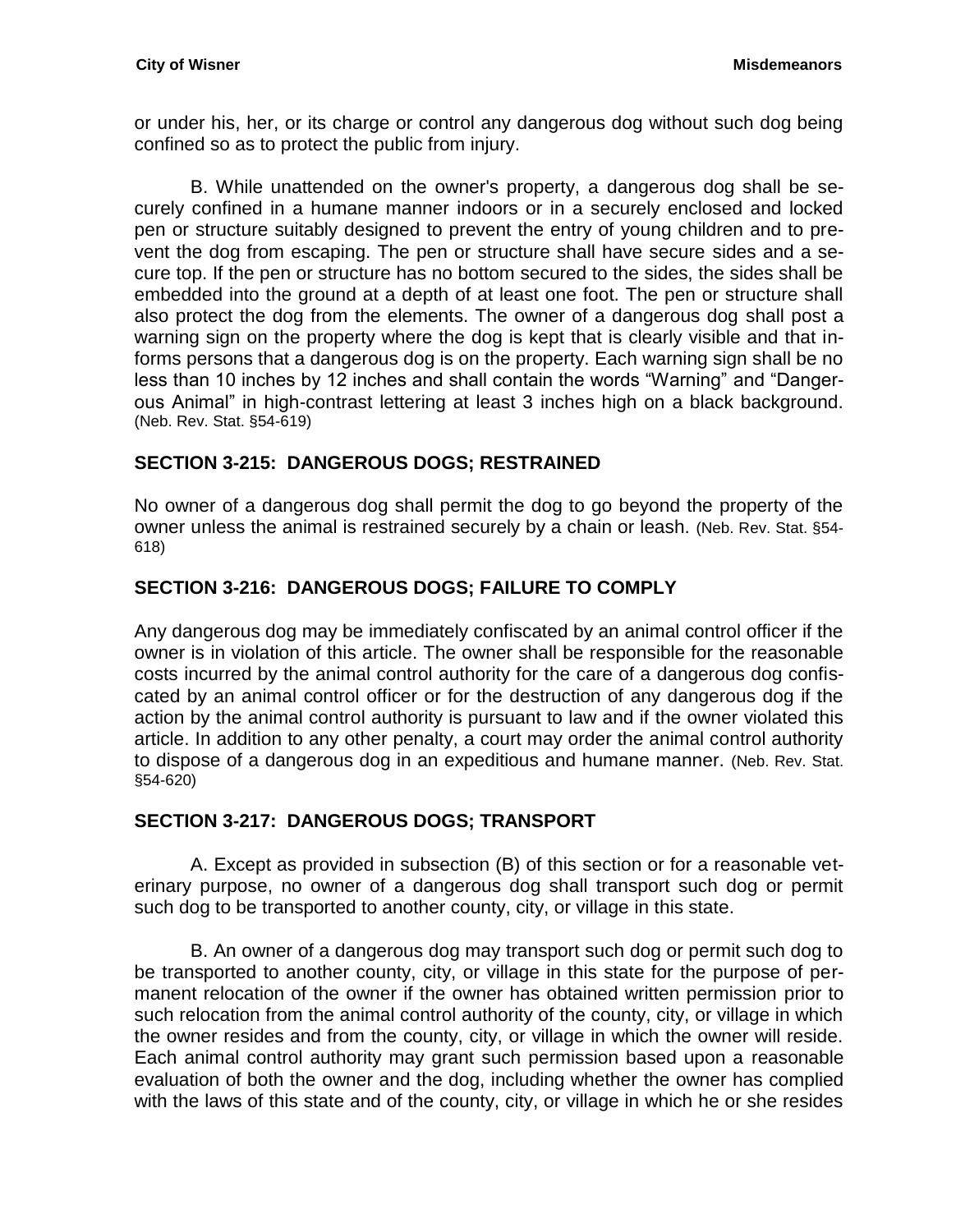or under his, her, or its charge or control any dangerous dog without such dog being confined so as to protect the public from injury.

B. While unattended on the owner's property, a dangerous dog shall be securely confined in a humane manner indoors or in a securely enclosed and locked pen or structure suitably designed to prevent the entry of young children and to prevent the dog from escaping. The pen or structure shall have secure sides and a secure top. If the pen or structure has no bottom secured to the sides, the sides shall be embedded into the ground at a depth of at least one foot. The pen or structure shall also protect the dog from the elements. The owner of a dangerous dog shall post a warning sign on the property where the dog is kept that is clearly visible and that informs persons that a dangerous dog is on the property. Each warning sign shall be no less than 10 inches by 12 inches and shall contain the words “Warning” and “Dangerous Animal” in high-contrast lettering at least 3 inches high on a black background. (Neb. Rev. Stat. §54-619)

## SECTION 3-215: DANGEROUS DOGS; RESTRAINED

No owner of a dangerous dog shall permit the dog to go beyond the property of the owner unless the animal is restrained securely by a chain or leash. (Neb. Rev. Stat. §54-618)

## SECTION 3-216: DANGEROUS DOGS; FAILURE TO COMPLY

Any dangerous dog may be immediately confiscated by an animal control officer if the owner is in violation of this article. The owner shall be responsible for the reasonable costs incurred by the animal control authority for the care of a dangerous dog confiscated by an animal control officer or for the destruction of any dangerous dog if the action by the animal control authority is pursuant to law and if the owner violated this article. In addition to any other penalty, a court may order the animal control authority to dispose of a dangerous dog in an expeditious and humane manner. (Neb. Rev. Stat. §54-620)

## SECTION 3-217: DANGEROUS DOGS; TRANSPORT

A. Except as provided in subsection (B) of this section or for a reasonable veterinary purpose, no owner of a dangerous dog shall transport such dog or permit such dog to be transported to another county, city, or village in this state.

B. An owner of a dangerous dog may transport such dog or permit such dog to be transported to another county, city, or village in this state for the purpose of permanent relocation of the owner if the owner has obtained written permission prior to such relocation from the animal control authority of the county, city, or village in which the owner resides and from the county, city, or village in which the owner will reside. Each animal control authority may grant such permission based upon a reasonable evaluation of both the owner and the dog, including whether the owner has complied with the laws of this state and of the county, city, or village in which he or she resides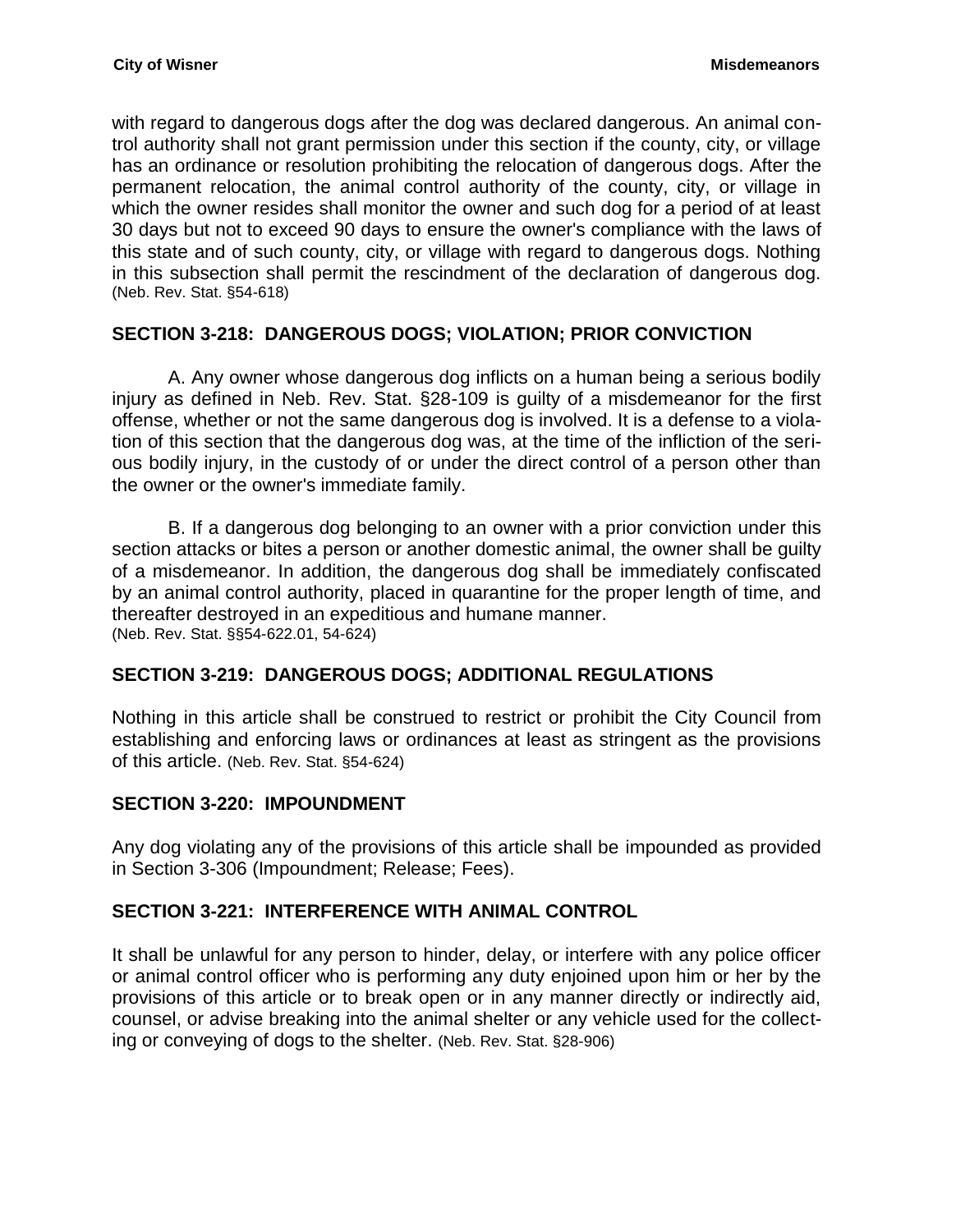with regard to dangerous dogs after the dog was declared dangerous. An animal control authority shall not grant permission under this section if the county, city, or village has an ordinance or resolution prohibiting the relocation of dangerous dogs. After the permanent relocation, the animal control authority of the county, city, or village in which the owner resides shall monitor the owner and such dog for a period of at least 30 days but not to exceed 90 days to ensure the owner's compliance with the laws of this state and of such county, city, or village with regard to dangerous dogs. Nothing in this subsection shall permit the rescindment of the declaration of dangerous dog. (Neb. Rev. Stat. §54-618)

## SECTION 3-218: DANGEROUS DOGS; VIOLATION; PRIOR CONVICTION

A. Any owner whose dangerous dog inflicts on a human being a serious bodily injury as defined in Neb. Rev. Stat. §28-109 is guilty of a misdemeanor for the first offense, whether or not the same dangerous dog is involved. It is a defense to a violation of this section that the dangerous dog was, at the time of the infliction of the serious bodily injury, in the custody of or under the direct control of a person other than the owner or the owner's immediate family.

B. If a dangerous dog belonging to an owner with a prior conviction under this section attacks or bites a person or another domestic animal, the owner shall be guilty of a misdemeanor. In addition, the dangerous dog shall be immediately confiscated by an animal control authority, placed in quarantine for the proper length of time, and thereafter destroyed in an expeditious and humane manner.
(Neb. Rev. Stat. §§54-622.01, 54-624)

## SECTION 3-219: DANGEROUS DOGS; ADDITIONAL REGULATIONS

Nothing in this article shall be construed to restrict or prohibit the City Council from establishing and enforcing laws or ordinances at least as stringent as the provisions of this article. (Neb. Rev. Stat. §54-624)

## SECTION 3-220: IMPOUNDMENT

Any dog violating any of the provisions of this article shall be impounded as provided in Section 3-306 (Impoundment; Release; Fees).

## SECTION 3-221: INTERFERENCE WITH ANIMAL CONTROL

It shall be unlawful for any person to hinder, delay, or interfere with any police officer or animal control officer who is performing any duty enjoined upon him or her by the provisions of this article or to break open or in any manner directly or indirectly aid, counsel, or advise breaking into the animal shelter or any vehicle used for the collecting or conveying of dogs to the shelter. (Neb. Rev. Stat. §28-906)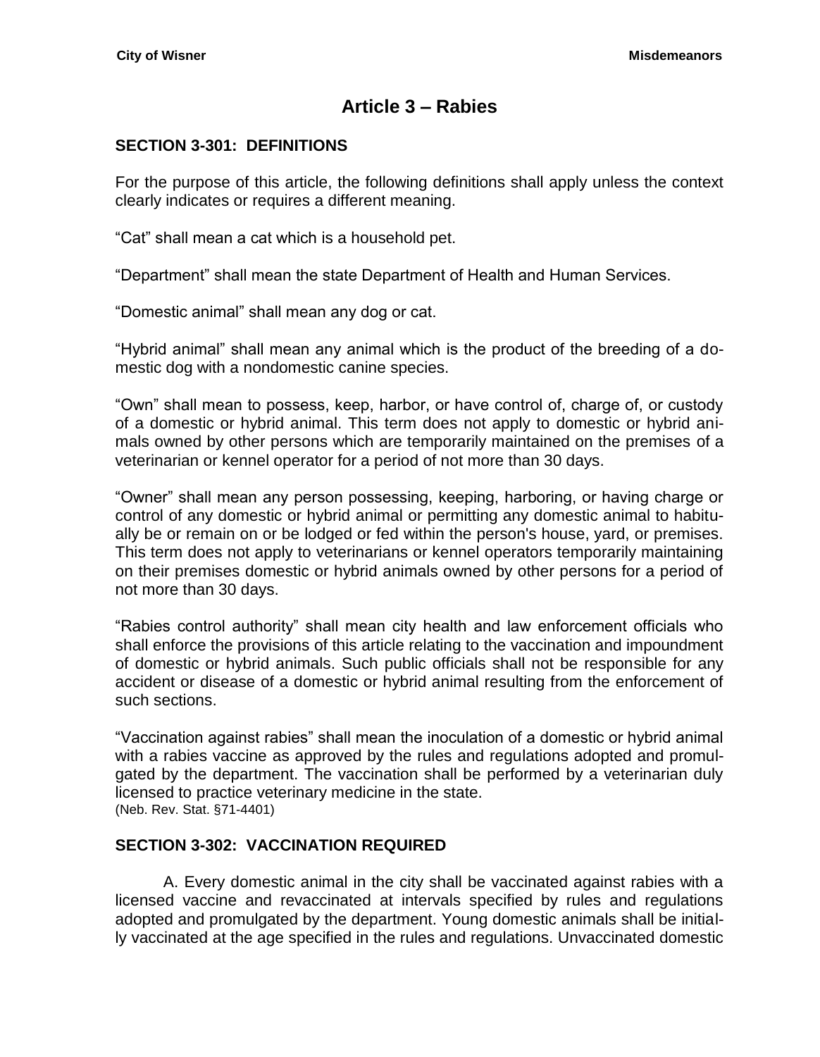# Article 3 – Rabies

## SECTION 3-301: DEFINITIONS

For the purpose of this article, the following definitions shall apply unless the context clearly indicates or requires a different meaning.

"Cat" shall mean a cat which is a household pet.

"Department" shall mean the state Department of Health and Human Services.

"Domestic animal" shall mean any dog or cat.

"Hybrid animal" shall mean any animal which is the product of the breeding of a domestic dog with a nondomestic canine species.

"Own" shall mean to possess, keep, harbor, or have control of, charge of, or custody of a domestic or hybrid animal. This term does not apply to domestic or hybrid animals owned by other persons which are temporarily maintained on the premises of a veterinarian or kennel operator for a period of not more than 30 days.

"Owner" shall mean any person possessing, keeping, harboring, or having charge or control of any domestic or hybrid animal or permitting any domestic animal to habitually be or remain on or be lodged or fed within the person's house, yard, or premises. This term does not apply to veterinarians or kennel operators temporarily maintaining on their premises domestic or hybrid animals owned by other persons for a period of not more than 30 days.

"Rabies control authority" shall mean city health and law enforcement officials who shall enforce the provisions of this article relating to the vaccination and impoundment of domestic or hybrid animals. Such public officials shall not be responsible for any accident or disease of a domestic or hybrid animal resulting from the enforcement of such sections.

"Vaccination against rabies" shall mean the inoculation of a domestic or hybrid animal with a rabies vaccine as approved by the rules and regulations adopted and promulgated by the department. The vaccination shall be performed by a veterinarian duly licensed to practice veterinary medicine in the state.
(Neb. Rev. Stat. §71-4401)

## SECTION 3-302: VACCINATION REQUIRED

A. Every domestic animal in the city shall be vaccinated against rabies with a licensed vaccine and revaccinated at intervals specified by rules and regulations adopted and promulgated by the department. Young domestic animals shall be initially vaccinated at the age specified in the rules and regulations. Unvaccinated domestic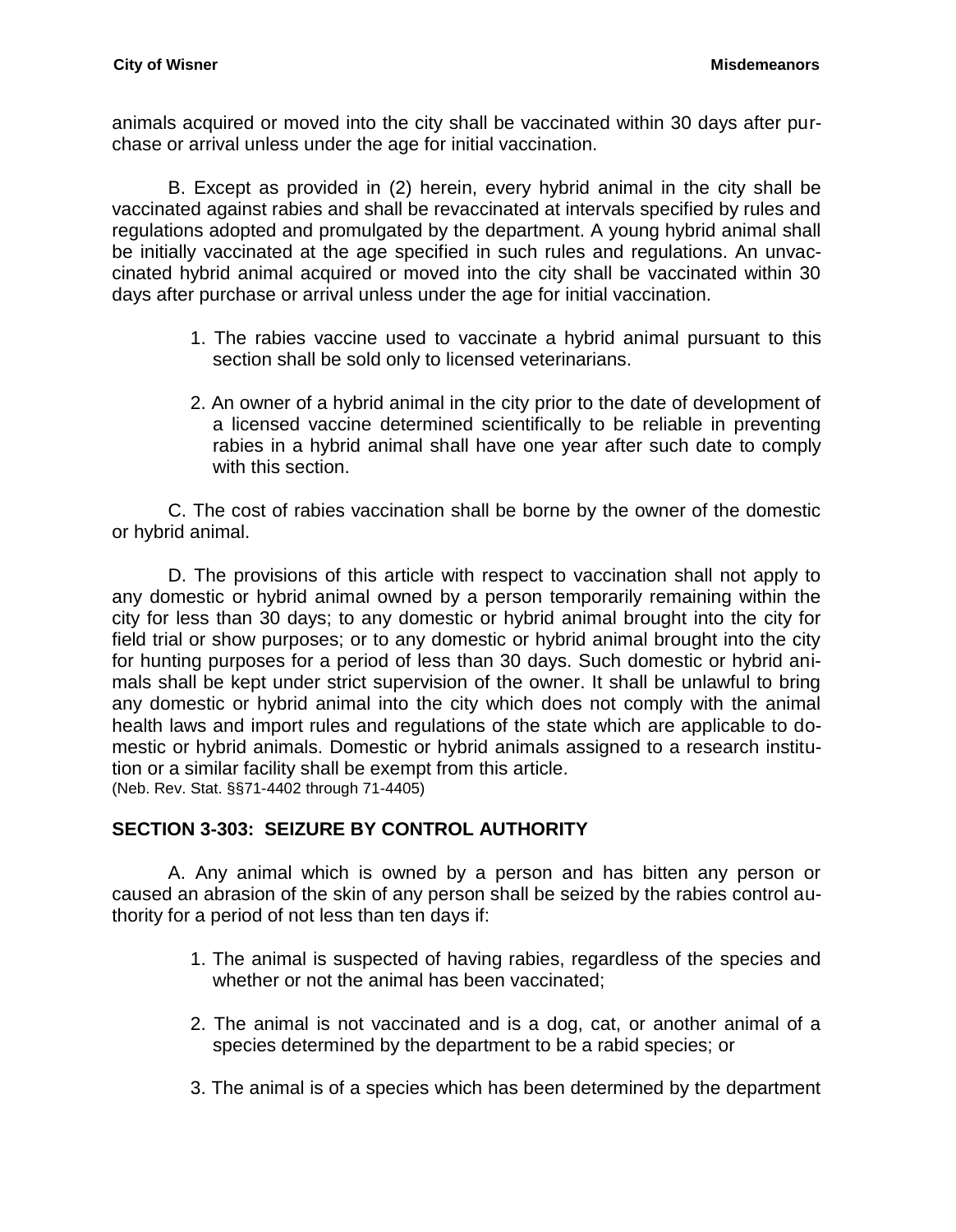animals acquired or moved into the city shall be vaccinated within 30 days after purchase or arrival unless under the age for initial vaccination.

B. Except as provided in (2) herein, every hybrid animal in the city shall be vaccinated against rabies and shall be revaccinated at intervals specified by rules and regulations adopted and promulgated by the department. A young hybrid animal shall be initially vaccinated at the age specified in such rules and regulations. An unvaccinated hybrid animal acquired or moved into the city shall be vaccinated within 30 days after purchase or arrival unless under the age for initial vaccination.

1. The rabies vaccine used to vaccinate a hybrid animal pursuant to this section shall be sold only to licensed veterinarians.
2. An owner of a hybrid animal in the city prior to the date of development of a licensed vaccine determined scientifically to be reliable in preventing rabies in a hybrid animal shall have one year after such date to comply with this section.

C. The cost of rabies vaccination shall be borne by the owner of the domestic or hybrid animal.

D. The provisions of this article with respect to vaccination shall not apply to any domestic or hybrid animal owned by a person temporarily remaining within the city for less than 30 days; to any domestic or hybrid animal brought into the city for field trial or show purposes; or to any domestic or hybrid animal brought into the city for hunting purposes for a period of less than 30 days. Such domestic or hybrid animals shall be kept under strict supervision of the owner. It shall be unlawful to bring any domestic or hybrid animal into the city which does not comply with the animal health laws and import rules and regulations of the state which are applicable to domestic or hybrid animals. Domestic or hybrid animals assigned to a research institution or a similar facility shall be exempt from this article.
(Neb. Rev. Stat. §§71-4402 through 71-4405)

## SECTION 3-303: SEIZURE BY CONTROL AUTHORITY

A. Any animal which is owned by a person and has bitten any person or caused an abrasion of the skin of any person shall be seized by the rabies control authority for a period of not less than ten days if:

1. The animal is suspected of having rabies, regardless of the species and whether or not the animal has been vaccinated;
2. The animal is not vaccinated and is a dog, cat, or another animal of a species determined by the department to be a rabid species; or
3. The animal is of a species which has been determined by the department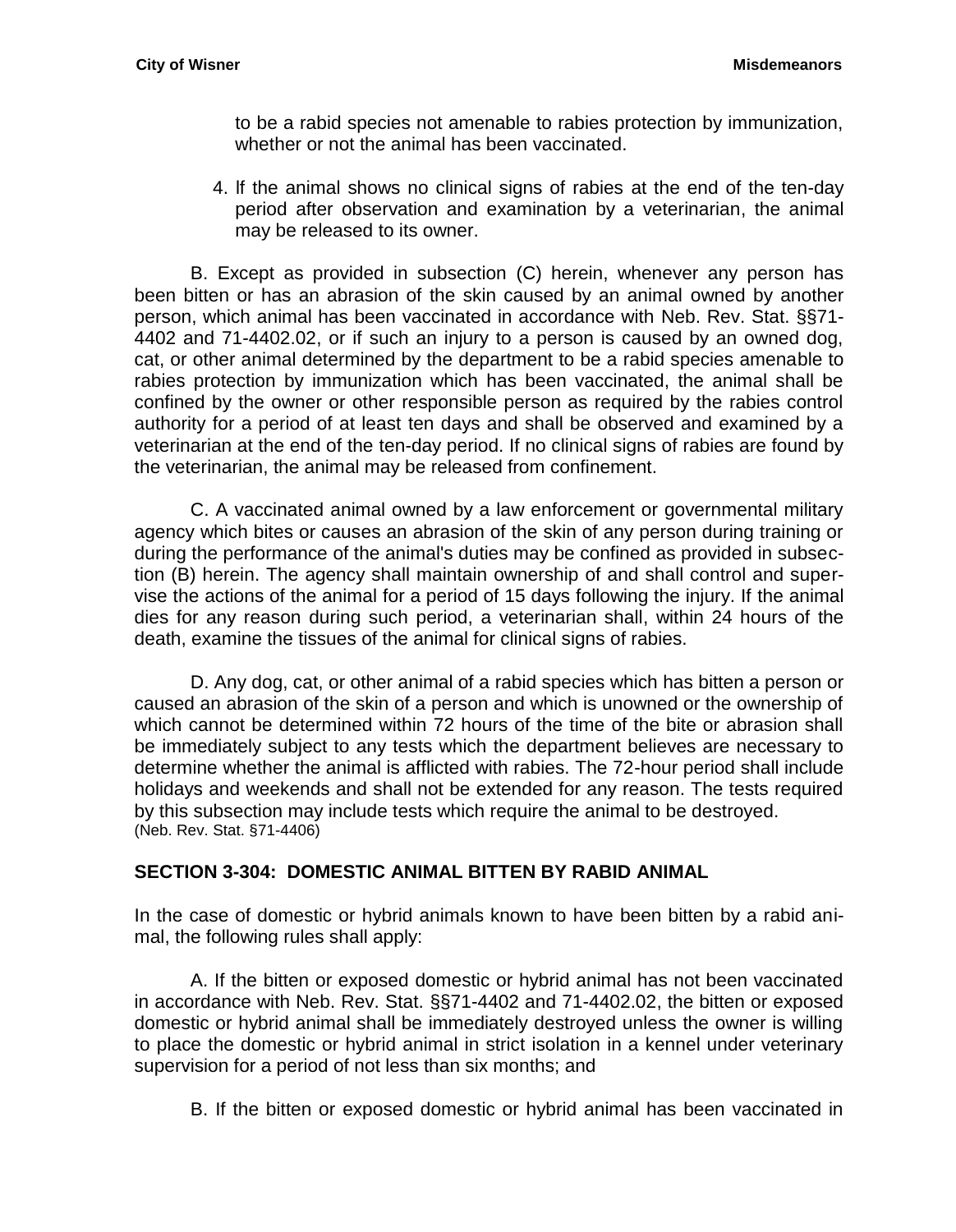to be a rabid species not amenable to rabies protection by immunization, whether or not the animal has been vaccinated.

4. If the animal shows no clinical signs of rabies at the end of the ten-day period after observation and examination by a veterinarian, the animal may be released to its owner.

B. Except as provided in subsection (C) herein, whenever any person has been bitten or has an abrasion of the skin caused by an animal owned by another person, which animal has been vaccinated in accordance with Neb. Rev. Stat. §§71-4402 and 71-4402.02, or if such an injury to a person is caused by an owned dog, cat, or other animal determined by the department to be a rabid species amenable to rabies protection by immunization which has been vaccinated, the animal shall be confined by the owner or other responsible person as required by the rabies control authority for a period of at least ten days and shall be observed and examined by a veterinarian at the end of the ten-day period. If no clinical signs of rabies are found by the veterinarian, the animal may be released from confinement.

C. A vaccinated animal owned by a law enforcement or governmental military agency which bites or causes an abrasion of the skin of any person during training or during the performance of the animal's duties may be confined as provided in subsection (B) herein. The agency shall maintain ownership of and shall control and supervise the actions of the animal for a period of 15 days following the injury. If the animal dies for any reason during such period, a veterinarian shall, within 24 hours of the death, examine the tissues of the animal for clinical signs of rabies.

D. Any dog, cat, or other animal of a rabid species which has bitten a person or caused an abrasion of the skin of a person and which is unowned or the ownership of which cannot be determined within 72 hours of the time of the bite or abrasion shall be immediately subject to any tests which the department believes are necessary to determine whether the animal is afflicted with rabies. The 72-hour period shall include holidays and weekends and shall not be extended for any reason. The tests required by this subsection may include tests which require the animal to be destroyed.
(Neb. Rev. Stat. §71-4406)

## SECTION 3-304: DOMESTIC ANIMAL BITTEN BY RABID ANIMAL

In the case of domestic or hybrid animals known to have been bitten by a rabid animal, the following rules shall apply:

A. If the bitten or exposed domestic or hybrid animal has not been vaccinated in accordance with Neb. Rev. Stat. §§71-4402 and 71-4402.02, the bitten or exposed domestic or hybrid animal shall be immediately destroyed unless the owner is willing to place the domestic or hybrid animal in strict isolation in a kennel under veterinary supervision for a period of not less than six months; and

B. If the bitten or exposed domestic or hybrid animal has been vaccinated in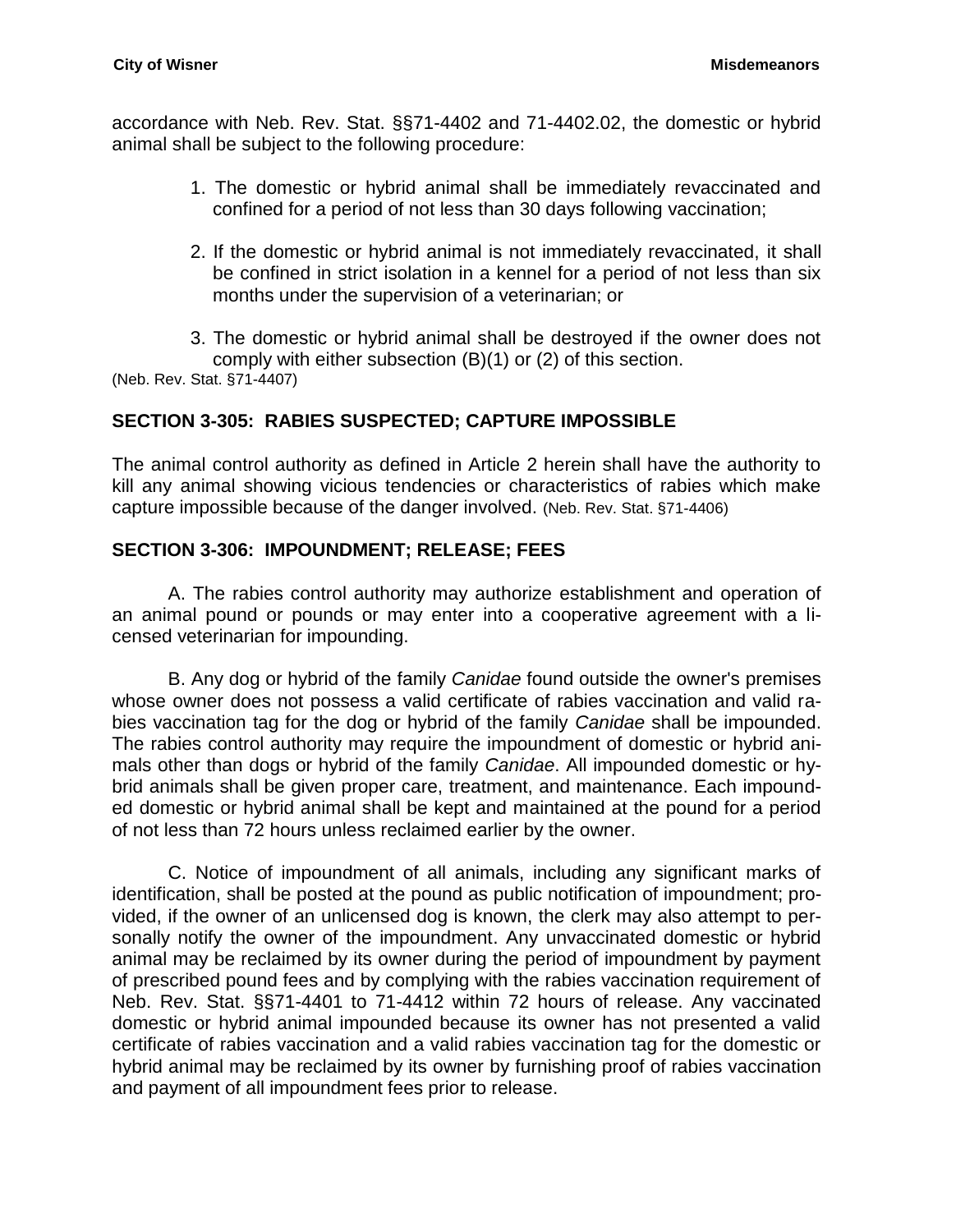accordance with Neb. Rev. Stat. §§71-4402 and 71-4402.02, the domestic or hybrid animal shall be subject to the following procedure:

1. The domestic or hybrid animal shall be immediately revaccinated and confined for a period of not less than 30 days following vaccination;

2. If the domestic or hybrid animal is not immediately revaccinated, it shall be confined in strict isolation in a kennel for a period of not less than six months under the supervision of a veterinarian; or

3. The domestic or hybrid animal shall be destroyed if the owner does not comply with either subsection (B)(1) or (2) of this section.

(Neb. Rev. Stat. §71-4407)

### SECTION 3-305: RABIES SUSPECTED; CAPTURE IMPOSSIBLE

The animal control authority as defined in Article 2 herein shall have the authority to kill any animal showing vicious tendencies or characteristics of rabies which make capture impossible because of the danger involved. (Neb. Rev. Stat. §71-4406)

### SECTION 3-306: IMPOUNDMENT; RELEASE; FEES

A. The rabies control authority may authorize establishment and operation of an animal pound or pounds or may enter into a cooperative agreement with a licensed veterinarian for impounding.

B. Any dog or hybrid of the family *Canidae* found outside the owner's premises whose owner does not possess a valid certificate of rabies vaccination and valid rabies vaccination tag for the dog or hybrid of the family *Canidae* shall be impounded. The rabies control authority may require the impoundment of domestic or hybrid animals other than dogs or hybrid of the family *Canidae*. All impounded domestic or hybrid animals shall be given proper care, treatment, and maintenance. Each impounded domestic or hybrid animal shall be kept and maintained at the pound for a period of not less than 72 hours unless reclaimed earlier by the owner.

C. Notice of impoundment of all animals, including any significant marks of identification, shall be posted at the pound as public notification of impoundment; provided, if the owner of an unlicensed dog is known, the clerk may also attempt to personally notify the owner of the impoundment. Any unvaccinated domestic or hybrid animal may be reclaimed by its owner during the period of impoundment by payment of prescribed pound fees and by complying with the rabies vaccination requirement of Neb. Rev. Stat. §§71-4401 to 71-4412 within 72 hours of release. Any vaccinated domestic or hybrid animal impounded because its owner has not presented a valid certificate of rabies vaccination and a valid rabies vaccination tag for the domestic or hybrid animal may be reclaimed by its owner by furnishing proof of rabies vaccination and payment of all impoundment fees prior to release.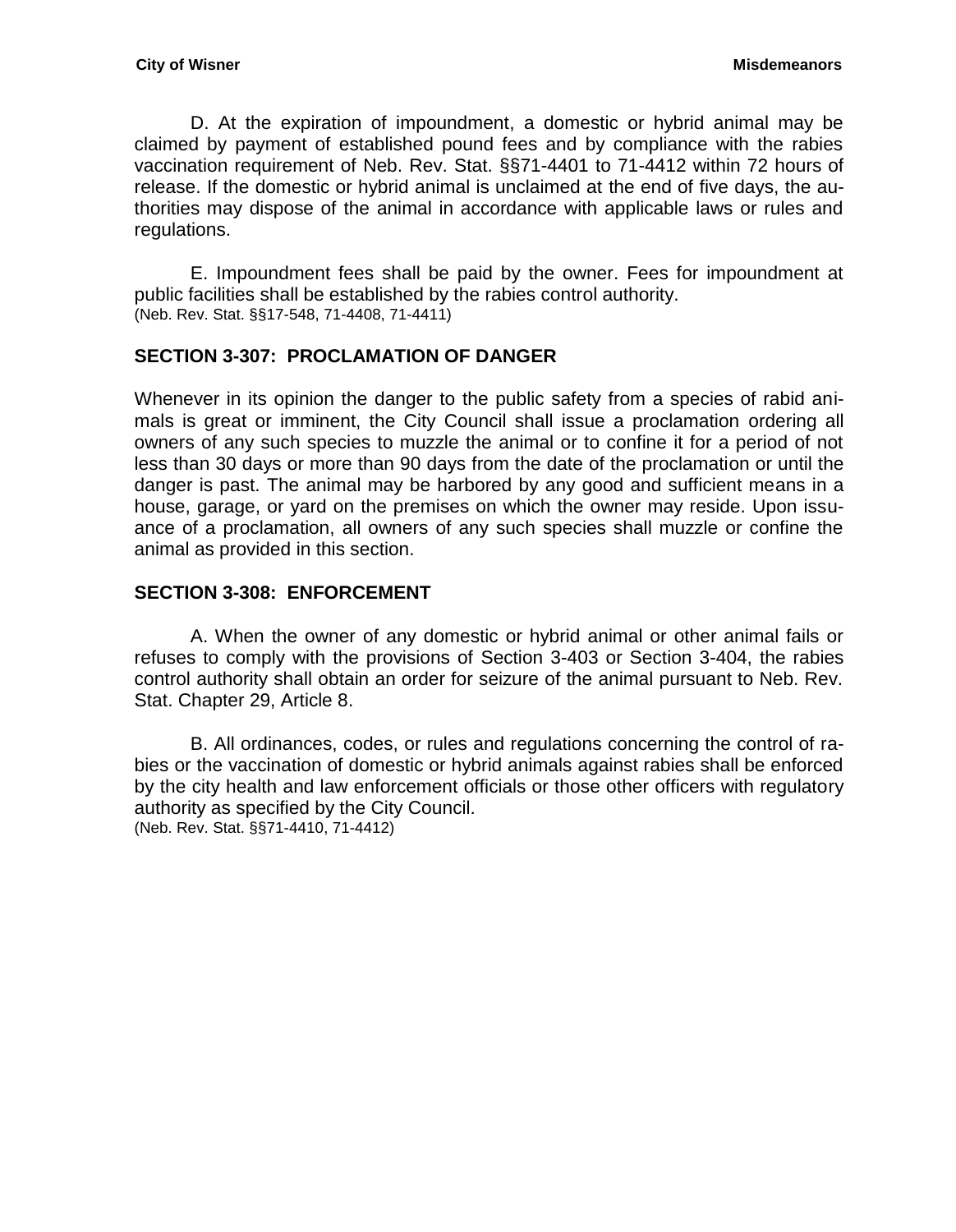D. At the expiration of impoundment, a domestic or hybrid animal may be claimed by payment of established pound fees and by compliance with the rabies vaccination requirement of Neb. Rev. Stat. §§71-4401 to 71-4412 within 72 hours of release. If the domestic or hybrid animal is unclaimed at the end of five days, the authorities may dispose of the animal in accordance with applicable laws or rules and regulations.

E. Impoundment fees shall be paid by the owner. Fees for impoundment at public facilities shall be established by the rabies control authority.
(Neb. Rev. Stat. §§17-548, 71-4408, 71-4411)

## SECTION 3-307: PROCLAMATION OF DANGER

Whenever in its opinion the danger to the public safety from a species of rabid animals is great or imminent, the City Council shall issue a proclamation ordering all owners of any such species to muzzle the animal or to confine it for a period of not less than 30 days or more than 90 days from the date of the proclamation or until the danger is past. The animal may be harbored by any good and sufficient means in a house, garage, or yard on the premises on which the owner may reside. Upon issuance of a proclamation, all owners of any such species shall muzzle or confine the animal as provided in this section.

## SECTION 3-308: ENFORCEMENT

A. When the owner of any domestic or hybrid animal or other animal fails or refuses to comply with the provisions of Section 3-403 or Section 3-404, the rabies control authority shall obtain an order for seizure of the animal pursuant to Neb. Rev. Stat. Chapter 29, Article 8.

B. All ordinances, codes, or rules and regulations concerning the control of rabies or the vaccination of domestic or hybrid animals against rabies shall be enforced by the city health and law enforcement officials or those other officers with regulatory authority as specified by the City Council.
(Neb. Rev. Stat. §§71-4410, 71-4412)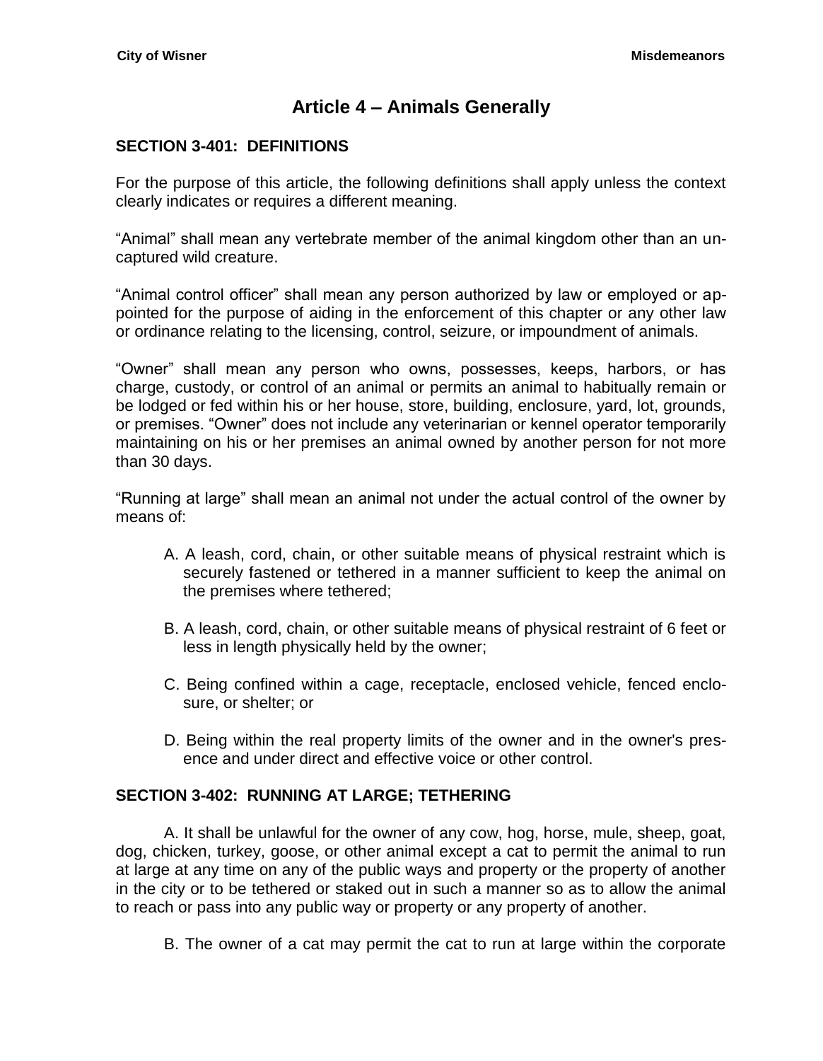# Article 4 – Animals Generally

## SECTION 3-401: DEFINITIONS

For the purpose of this article, the following definitions shall apply unless the context clearly indicates or requires a different meaning.

"Animal" shall mean any vertebrate member of the animal kingdom other than an uncaptured wild creature.

"Animal control officer" shall mean any person authorized by law or employed or appointed for the purpose of aiding in the enforcement of this chapter or any other law or ordinance relating to the licensing, control, seizure, or impoundment of animals.

"Owner" shall mean any person who owns, possesses, keeps, harbors, or has charge, custody, or control of an animal or permits an animal to habitually remain or be lodged or fed within his or her house, store, building, enclosure, yard, lot, grounds, or premises. "Owner" does not include any veterinarian or kennel operator temporarily maintaining on his or her premises an animal owned by another person for not more than 30 days.

"Running at large" shall mean an animal not under the actual control of the owner by means of:

A. A leash, cord, chain, or other suitable means of physical restraint which is securely fastened or tethered in a manner sufficient to keep the animal on the premises where tethered;

B. A leash, cord, chain, or other suitable means of physical restraint of 6 feet or less in length physically held by the owner;

C. Being confined within a cage, receptacle, enclosed vehicle, fenced enclosure, or shelter; or

D. Being within the real property limits of the owner and in the owner's presence and under direct and effective voice or other control.

## SECTION 3-402: RUNNING AT LARGE; TETHERING

A. It shall be unlawful for the owner of any cow, hog, horse, mule, sheep, goat, dog, chicken, turkey, goose, or other animal except a cat to permit the animal to run at large at any time on any of the public ways and property or the property of another in the city or to be tethered or staked out in such a manner so as to allow the animal to reach or pass into any public way or property or any property of another.

B. The owner of a cat may permit the cat to run at large within the corporate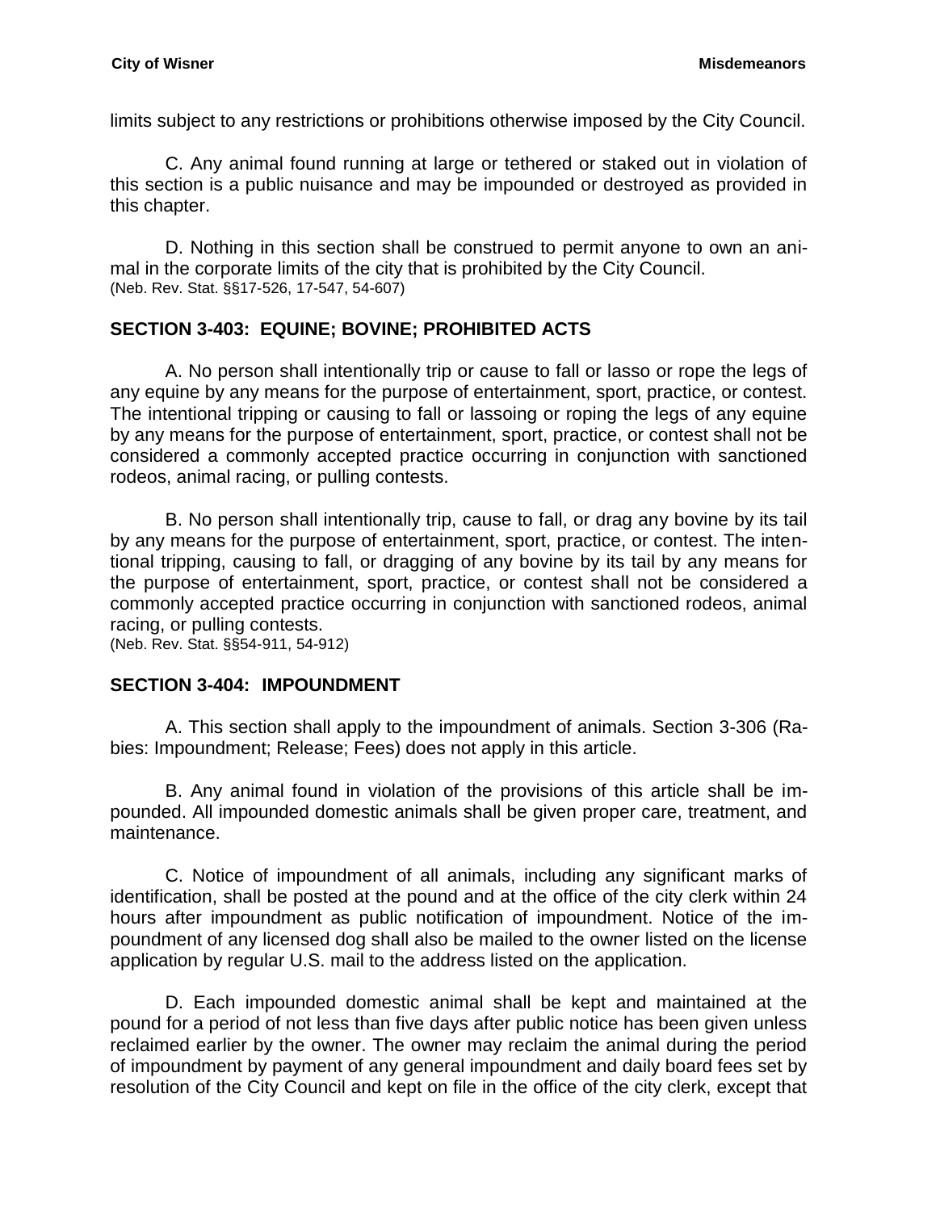limits subject to any restrictions or prohibitions otherwise imposed by the City Council.

C. Any animal found running at large or tethered or staked out in violation of this section is a public nuisance and may be impounded or destroyed as provided in this chapter.

D. Nothing in this section shall be construed to permit anyone to own an animal in the corporate limits of the city that is prohibited by the City Council.
(Neb. Rev. Stat. §§17-526, 17-547, 54-607)

## SECTION 3-403: EQUINE; BOVINE; PROHIBITED ACTS

A. No person shall intentionally trip or cause to fall or lasso or rope the legs of any equine by any means for the purpose of entertainment, sport, practice, or contest. The intentional tripping or causing to fall or lassoing or roping the legs of any equine by any means for the purpose of entertainment, sport, practice, or contest shall not be considered a commonly accepted practice occurring in conjunction with sanctioned rodeos, animal racing, or pulling contests.

B. No person shall intentionally trip, cause to fall, or drag any bovine by its tail by any means for the purpose of entertainment, sport, practice, or contest. The intentional tripping, causing to fall, or dragging of any bovine by its tail by any means for the purpose of entertainment, sport, practice, or contest shall not be considered a commonly accepted practice occurring in conjunction with sanctioned rodeos, animal racing, or pulling contests.
(Neb. Rev. Stat. §§54-911, 54-912)

## SECTION 3-404: IMPOUNDMENT

A. This section shall apply to the impoundment of animals. Section 3-306 (Rabies: Impoundment; Release; Fees) does not apply in this article.

B. Any animal found in violation of the provisions of this article shall be impounded. All impounded domestic animals shall be given proper care, treatment, and maintenance.

C. Notice of impoundment of all animals, including any significant marks of identification, shall be posted at the pound and at the office of the city clerk within 24 hours after impoundment as public notification of impoundment. Notice of the impoundment of any licensed dog shall also be mailed to the owner listed on the license application by regular U.S. mail to the address listed on the application.

D. Each impounded domestic animal shall be kept and maintained at the pound for a period of not less than five days after public notice has been given unless reclaimed earlier by the owner. The owner may reclaim the animal during the period of impoundment by payment of any general impoundment and daily board fees set by resolution of the City Council and kept on file in the office of the city clerk, except that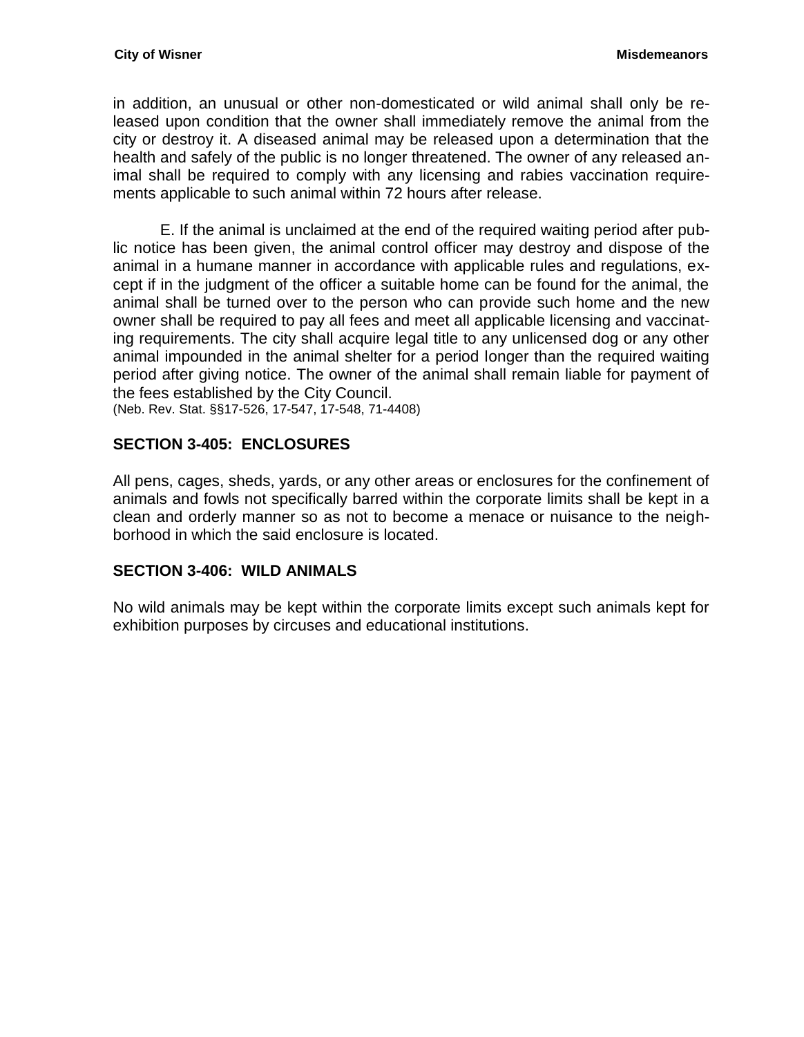in addition, an unusual or other non-domesticated or wild animal shall only be released upon condition that the owner shall immediately remove the animal from the city or destroy it. A diseased animal may be released upon a determination that the health and safely of the public is no longer threatened. The owner of any released animal shall be required to comply with any licensing and rabies vaccination requirements applicable to such animal within 72 hours after release.

E. If the animal is unclaimed at the end of the required waiting period after public notice has been given, the animal control officer may destroy and dispose of the animal in a humane manner in accordance with applicable rules and regulations, except if in the judgment of the officer a suitable home can be found for the animal, the animal shall be turned over to the person who can provide such home and the new owner shall be required to pay all fees and meet all applicable licensing and vaccinating requirements. The city shall acquire legal title to any unlicensed dog or any other animal impounded in the animal shelter for a period longer than the required waiting period after giving notice. The owner of the animal shall remain liable for payment of the fees established by the City Council.
(Neb. Rev. Stat. §§17-526, 17-547, 17-548, 71-4408)

## SECTION 3-405: ENCLOSURES

All pens, cages, sheds, yards, or any other areas or enclosures for the confinement of animals and fowls not specifically barred within the corporate limits shall be kept in a clean and orderly manner so as not to become a menace or nuisance to the neighborhood in which the said enclosure is located.

## SECTION 3-406: WILD ANIMALS

No wild animals may be kept within the corporate limits except such animals kept for exhibition purposes by circuses and educational institutions.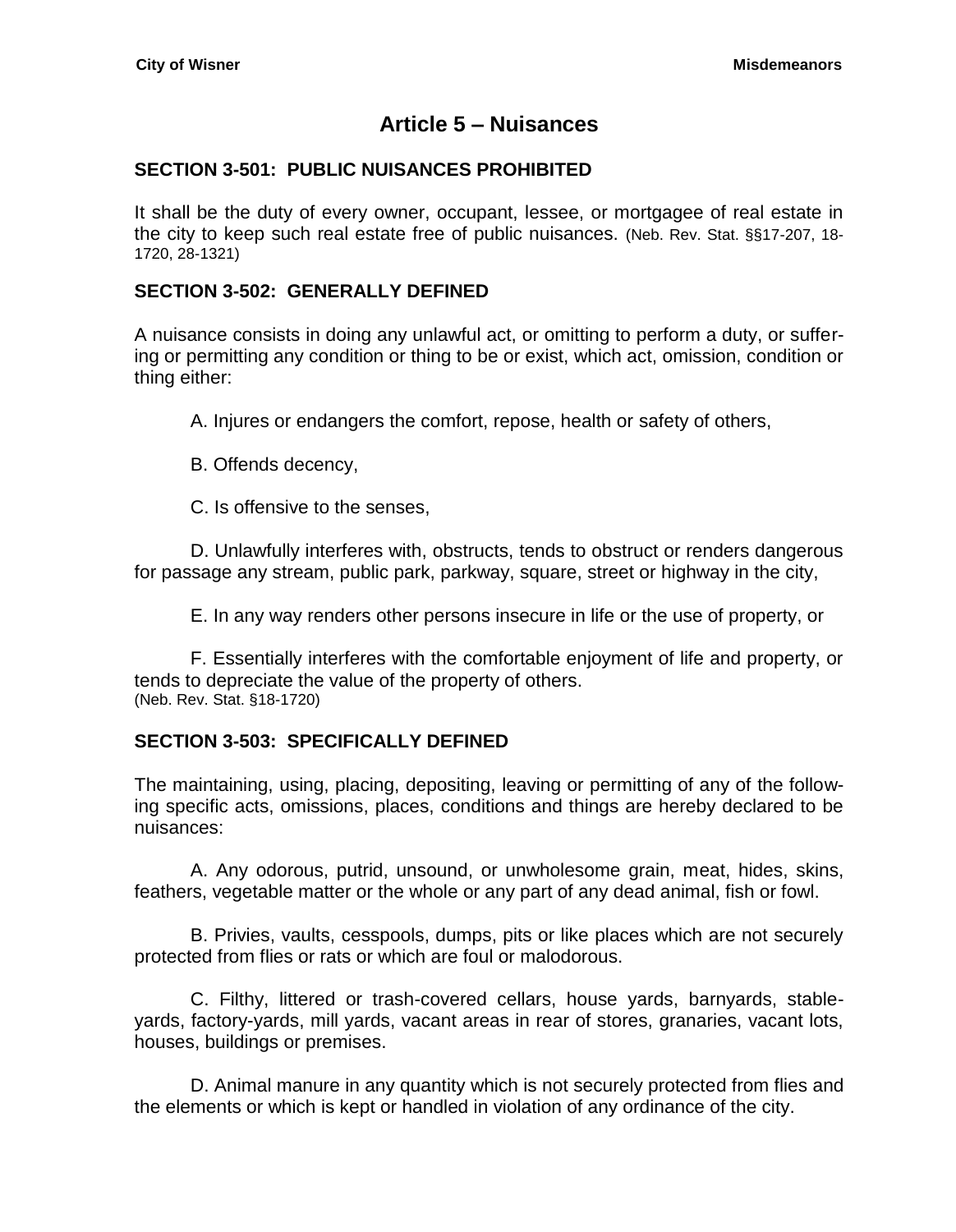# Article 5 – Nuisances

### SECTION 3-501: PUBLIC NUISANCES PROHIBITED

It shall be the duty of every owner, occupant, lessee, or mortgagee of real estate in the city to keep such real estate free of public nuisances. (Neb. Rev. Stat. §§17-207, 18-1720, 28-1321)

### SECTION 3-502: GENERALLY DEFINED

A nuisance consists in doing any unlawful act, or omitting to perform a duty, or suffering or permitting any condition or thing to be or exist, which act, omission, condition or thing either:

A. Injures or endangers the comfort, repose, health or safety of others,

B. Offends decency,

C. Is offensive to the senses,

D. Unlawfully interferes with, obstructs, tends to obstruct or renders dangerous for passage any stream, public park, parkway, square, street or highway in the city,

E. In any way renders other persons insecure in life or the use of property, or

F. Essentially interferes with the comfortable enjoyment of life and property, or tends to depreciate the value of the property of others.
(Neb. Rev. Stat. §18-1720)

### SECTION 3-503: SPECIFICALLY DEFINED

The maintaining, using, placing, depositing, leaving or permitting of any of the following specific acts, omissions, places, conditions and things are hereby declared to be nuisances:

A. Any odorous, putrid, unsound, or unwholesome grain, meat, hides, skins, feathers, vegetable matter or the whole or any part of any dead animal, fish or fowl.

B. Privies, vaults, cesspools, dumps, pits or like places which are not securely protected from flies or rats or which are foul or malodorous.

C. Filthy, littered or trash-covered cellars, house yards, barnyards, stable-yards, factory-yards, mill yards, vacant areas in rear of stores, granaries, vacant lots, houses, buildings or premises.

D. Animal manure in any quantity which is not securely protected from flies and the elements or which is kept or handled in violation of any ordinance of the city.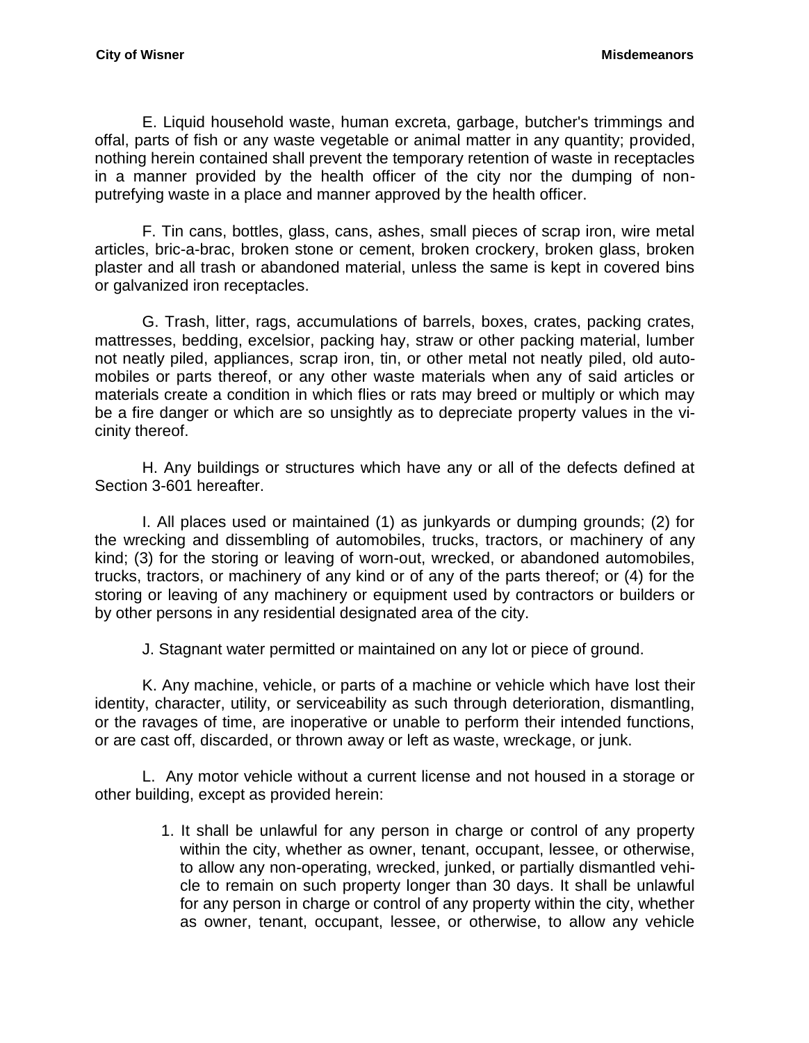E. Liquid household waste, human excreta, garbage, butcher's trimmings and offal, parts of fish or any waste vegetable or animal matter in any quantity; provided, nothing herein contained shall prevent the temporary retention of waste in receptacles in a manner provided by the health officer of the city nor the dumping of non-putrefying waste in a place and manner approved by the health officer.

F. Tin cans, bottles, glass, cans, ashes, small pieces of scrap iron, wire metal articles, bric-a-brac, broken stone or cement, broken crockery, broken glass, broken plaster and all trash or abandoned material, unless the same is kept in covered bins or galvanized iron receptacles.

G. Trash, litter, rags, accumulations of barrels, boxes, crates, packing crates, mattresses, bedding, excelsior, packing hay, straw or other packing material, lumber not neatly piled, appliances, scrap iron, tin, or other metal not neatly piled, old automobiles or parts thereof, or any other waste materials when any of said articles or materials create a condition in which flies or rats may breed or multiply or which may be a fire danger or which are so unsightly as to depreciate property values in the vicinity thereof.

H. Any buildings or structures which have any or all of the defects defined at Section 3-601 hereafter.

I. All places used or maintained (1) as junkyards or dumping grounds; (2) for the wrecking and dissembling of automobiles, trucks, tractors, or machinery of any kind; (3) for the storing or leaving of worn-out, wrecked, or abandoned automobiles, trucks, tractors, or machinery of any kind or of any of the parts thereof; or (4) for the storing or leaving of any machinery or equipment used by contractors or builders or by other persons in any residential designated area of the city.

J. Stagnant water permitted or maintained on any lot or piece of ground.

K. Any machine, vehicle, or parts of a machine or vehicle which have lost their identity, character, utility, or serviceability as such through deterioration, dismantling, or the ravages of time, are inoperative or unable to perform their intended functions, or are cast off, discarded, or thrown away or left as waste, wreckage, or junk.

L. Any motor vehicle without a current license and not housed in a storage or other building, except as provided herein:

1. It shall be unlawful for any person in charge or control of any property within the city, whether as owner, tenant, occupant, lessee, or otherwise, to allow any non-operating, wrecked, junked, or partially dismantled vehicle to remain on such property longer than 30 days. It shall be unlawful for any person in charge or control of any property within the city, whether as owner, tenant, occupant, lessee, or otherwise, to allow any vehicle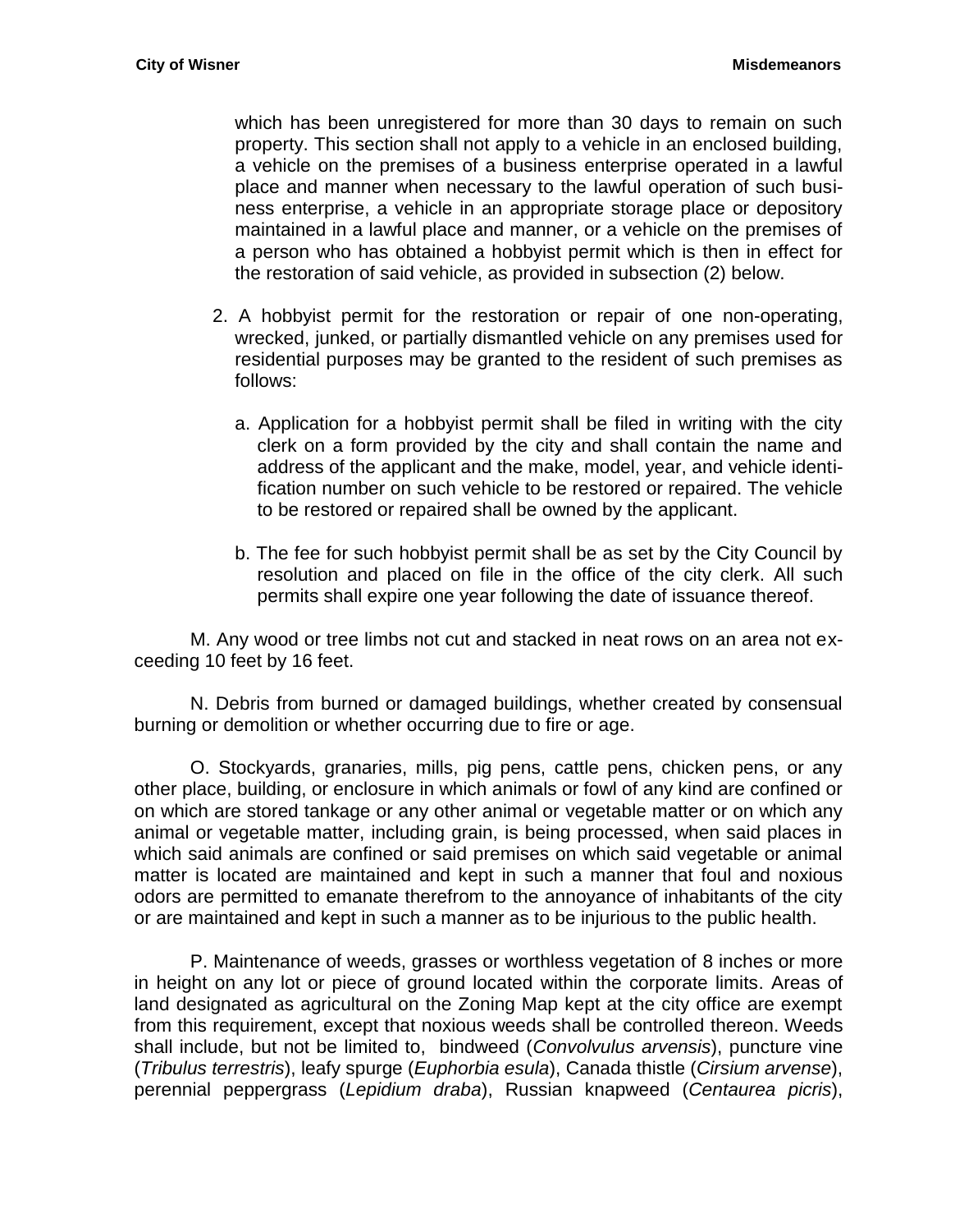which has been unregistered for more than 30 days to remain on such property. This section shall not apply to a vehicle in an enclosed building, a vehicle on the premises of a business enterprise operated in a lawful place and manner when necessary to the lawful operation of such business enterprise, a vehicle in an appropriate storage place or depository maintained in a lawful place and manner, or a vehicle on the premises of a person who has obtained a hobbyist permit which is then in effect for the restoration of said vehicle, as provided in subsection (2) below.

2. A hobbyist permit for the restoration or repair of one non-operating, wrecked, junked, or partially dismantled vehicle on any premises used for residential purposes may be granted to the resident of such premises as follows:

   a. Application for a hobbyist permit shall be filed in writing with the city clerk on a form provided by the city and shall contain the name and address of the applicant and the make, model, year, and vehicle identification number on such vehicle to be restored or repaired. The vehicle to be restored or repaired shall be owned by the applicant.

   b. The fee for such hobbyist permit shall be as set by the City Council by resolution and placed on file in the office of the city clerk. All such permits shall expire one year following the date of issuance thereof.

M. Any wood or tree limbs not cut and stacked in neat rows on an area not exceeding 10 feet by 16 feet.

N. Debris from burned or damaged buildings, whether created by consensual burning or demolition or whether occurring due to fire or age.

O. Stockyards, granaries, mills, pig pens, cattle pens, chicken pens, or any other place, building, or enclosure in which animals or fowl of any kind are confined or on which are stored tankage or any other animal or vegetable matter or on which any animal or vegetable matter, including grain, is being processed, when said places in which said animals are confined or said premises on which said vegetable or animal matter is located are maintained and kept in such a manner that foul and noxious odors are permitted to emanate therefrom to the annoyance of inhabitants of the city or are maintained and kept in such a manner as to be injurious to the public health.

P. Maintenance of weeds, grasses or worthless vegetation of 8 inches or more in height on any lot or piece of ground located within the corporate limits. Areas of land designated as agricultural on the Zoning Map kept at the city office are exempt from this requirement, except that noxious weeds shall be controlled thereon. Weeds shall include, but not be limited to, bindweed (*Convolvulus arvensis*), puncture vine (*Tribulus terrestris*), leafy spurge (*Euphorbia esula*), Canada thistle (*Cirsium arvense*), perennial peppergrass (*Lepidium draba*), Russian knapweed (*Centaurea picris*),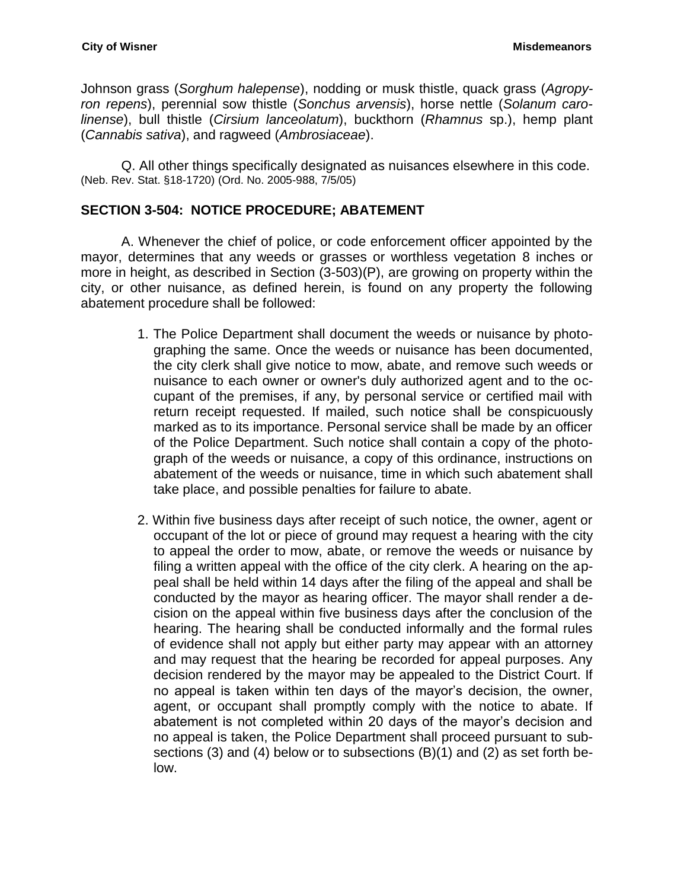Johnson grass (*Sorghum halepense*), nodding or musk thistle, quack grass (*Agropyron repens*), perennial sow thistle (*Sonchus arvensis*), horse nettle (*Solanum carolinense*), bull thistle (*Cirsium lanceolatum*), buckthorn (*Rhamnus* sp.), hemp plant (*Cannabis sativa*), and ragweed (*Ambrosiaceae*).

Q. All other things specifically designated as nuisances elsewhere in this code.
(Neb. Rev. Stat. §18-1720) (Ord. No. 2005-988, 7/5/05)

## SECTION 3-504: NOTICE PROCEDURE; ABATEMENT

A. Whenever the chief of police, or code enforcement officer appointed by the mayor, determines that any weeds or grasses or worthless vegetation 8 inches or more in height, as described in Section (3-503)(P), are growing on property within the city, or other nuisance, as defined herein, is found on any property the following abatement procedure shall be followed:

1. The Police Department shall document the weeds or nuisance by photographing the same. Once the weeds or nuisance has been documented, the city clerk shall give notice to mow, abate, and remove such weeds or nuisance to each owner or owner's duly authorized agent and to the occupant of the premises, if any, by personal service or certified mail with return receipt requested. If mailed, such notice shall be conspicuously marked as to its importance. Personal service shall be made by an officer of the Police Department. Such notice shall contain a copy of the photograph of the weeds or nuisance, a copy of this ordinance, instructions on abatement of the weeds or nuisance, time in which such abatement shall take place, and possible penalties for failure to abate.

2. Within five business days after receipt of such notice, the owner, agent or occupant of the lot or piece of ground may request a hearing with the city to appeal the order to mow, abate, or remove the weeds or nuisance by filing a written appeal with the office of the city clerk. A hearing on the appeal shall be held within 14 days after the filing of the appeal and shall be conducted by the mayor as hearing officer. The mayor shall render a decision on the appeal within five business days after the conclusion of the hearing. The hearing shall be conducted informally and the formal rules of evidence shall not apply but either party may appear with an attorney and may request that the hearing be recorded for appeal purposes. Any decision rendered by the mayor may be appealed to the District Court. If no appeal is taken within ten days of the mayor's decision, the owner, agent, or occupant shall promptly comply with the notice to abate. If abatement is not completed within 20 days of the mayor's decision and no appeal is taken, the Police Department shall proceed pursuant to subsections (3) and (4) below or to subsections (B)(1) and (2) as set forth below.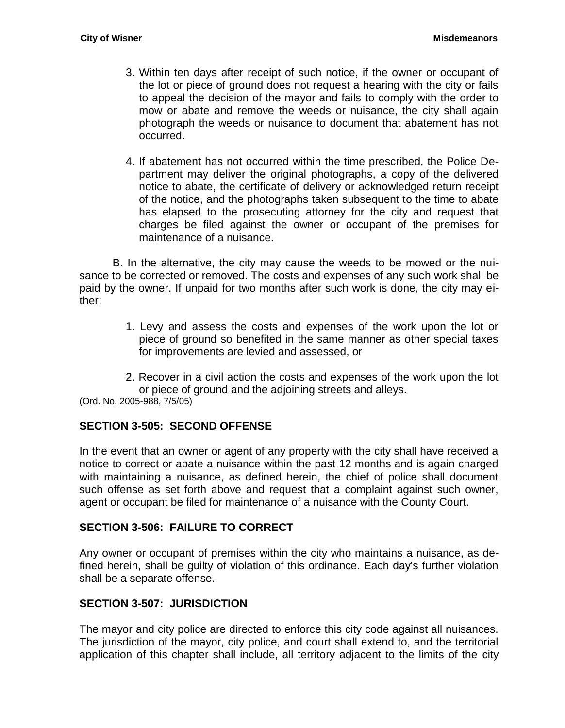3. Within ten days after receipt of such notice, if the owner or occupant of the lot or piece of ground does not request a hearing with the city or fails to appeal the decision of the mayor and fails to comply with the order to mow or abate and remove the weeds or nuisance, the city shall again photograph the weeds or nuisance to document that abatement has not occurred.

4. If abatement has not occurred within the time prescribed, the Police Department may deliver the original photographs, a copy of the delivered notice to abate, the certificate of delivery or acknowledged return receipt of the notice, and the photographs taken subsequent to the time to abate has elapsed to the prosecuting attorney for the city and request that charges be filed against the owner or occupant of the premises for maintenance of a nuisance.

B. In the alternative, the city may cause the weeds to be mowed or the nuisance to be corrected or removed. The costs and expenses of any such work shall be paid by the owner. If unpaid for two months after such work is done, the city may either:

1. Levy and assess the costs and expenses of the work upon the lot or piece of ground so benefited in the same manner as other special taxes for improvements are levied and assessed, or

2. Recover in a civil action the costs and expenses of the work upon the lot or piece of ground and the adjoining streets and alleys.

(Ord. No. 2005-988, 7/5/05)

## SECTION 3-505: SECOND OFFENSE

In the event that an owner or agent of any property with the city shall have received a notice to correct or abate a nuisance within the past 12 months and is again charged with maintaining a nuisance, as defined herein, the chief of police shall document such offense as set forth above and request that a complaint against such owner, agent or occupant be filed for maintenance of a nuisance with the County Court.

## SECTION 3-506: FAILURE TO CORRECT

Any owner or occupant of premises within the city who maintains a nuisance, as defined herein, shall be guilty of violation of this ordinance. Each day's further violation shall be a separate offense.

## SECTION 3-507: JURISDICTION

The mayor and city police are directed to enforce this city code against all nuisances. The jurisdiction of the mayor, city police, and court shall extend to, and the territorial application of this chapter shall include, all territory adjacent to the limits of the city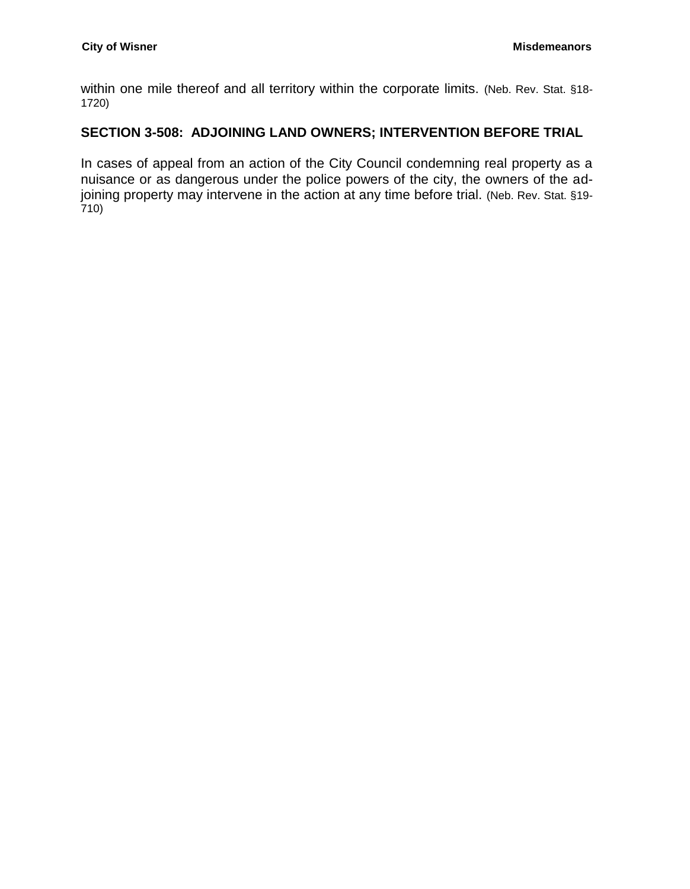within one mile thereof and all territory within the corporate limits. (Neb. Rev. Stat. §18-1720)

## SECTION 3-508: ADJOINING LAND OWNERS; INTERVENTION BEFORE TRIAL

In cases of appeal from an action of the City Council condemning real property as a nuisance or as dangerous under the police powers of the city, the owners of the adjoining property may intervene in the action at any time before trial. (Neb. Rev. Stat. §19-710)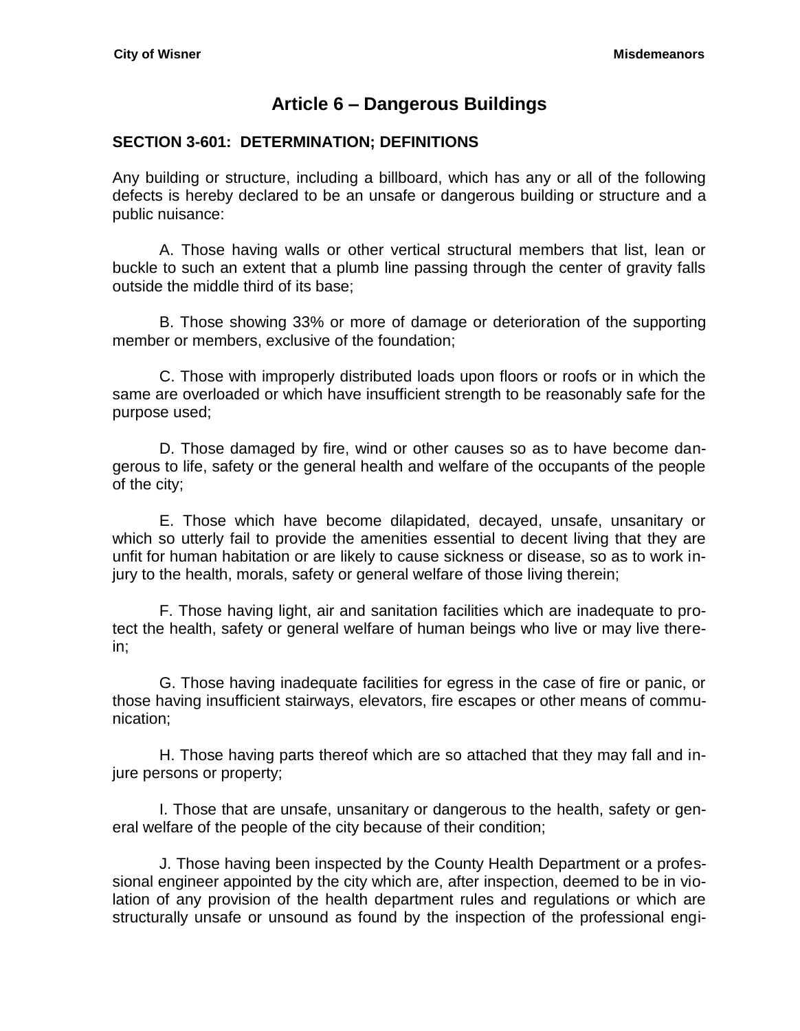# Article 6 – Dangerous Buildings

## SECTION 3-601: DETERMINATION; DEFINITIONS

Any building or structure, including a billboard, which has any or all of the following defects is hereby declared to be an unsafe or dangerous building or structure and a public nuisance:

A. Those having walls or other vertical structural members that list, lean or buckle to such an extent that a plumb line passing through the center of gravity falls outside the middle third of its base;

B. Those showing 33% or more of damage or deterioration of the supporting member or members, exclusive of the foundation;

C. Those with improperly distributed loads upon floors or roofs or in which the same are overloaded or which have insufficient strength to be reasonably safe for the purpose used;

D. Those damaged by fire, wind or other causes so as to have become dangerous to life, safety or the general health and welfare of the occupants of the people of the city;

E. Those which have become dilapidated, decayed, unsafe, unsanitary or which so utterly fail to provide the amenities essential to decent living that they are unfit for human habitation or are likely to cause sickness or disease, so as to work injury to the health, morals, safety or general welfare of those living therein;

F. Those having light, air and sanitation facilities which are inadequate to protect the health, safety or general welfare of human beings who live or may live therein;

G. Those having inadequate facilities for egress in the case of fire or panic, or those having insufficient stairways, elevators, fire escapes or other means of communication;

H. Those having parts thereof which are so attached that they may fall and injure persons or property;

I. Those that are unsafe, unsanitary or dangerous to the health, safety or general welfare of the people of the city because of their condition;

J. Those having been inspected by the County Health Department or a professional engineer appointed by the city which are, after inspection, deemed to be in violation of any provision of the health department rules and regulations or which are structurally unsafe or unsound as found by the inspection of the professional engi-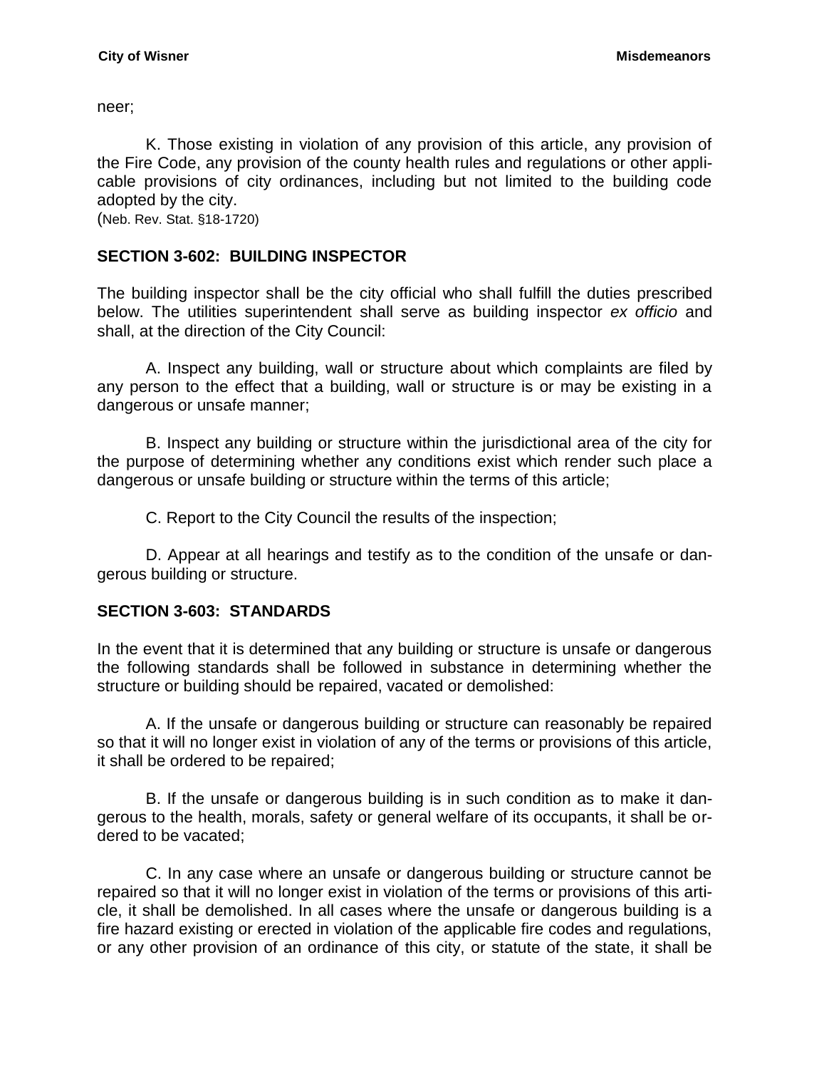neer;

K. Those existing in violation of any provision of this article, any provision of the Fire Code, any provision of the county health rules and regulations or other applicable provisions of city ordinances, including but not limited to the building code adopted by the city.
(Neb. Rev. Stat. §18-1720)

### SECTION 3-602: BUILDING INSPECTOR

The building inspector shall be the city official who shall fulfill the duties prescribed below. The utilities superintendent shall serve as building inspector *ex officio* and shall, at the direction of the City Council:

A. Inspect any building, wall or structure about which complaints are filed by any person to the effect that a building, wall or structure is or may be existing in a dangerous or unsafe manner;

B. Inspect any building or structure within the jurisdictional area of the city for the purpose of determining whether any conditions exist which render such place a dangerous or unsafe building or structure within the terms of this article;

C. Report to the City Council the results of the inspection;

D. Appear at all hearings and testify as to the condition of the unsafe or dangerous building or structure.

### SECTION 3-603: STANDARDS

In the event that it is determined that any building or structure is unsafe or dangerous the following standards shall be followed in substance in determining whether the structure or building should be repaired, vacated or demolished:

A. If the unsafe or dangerous building or structure can reasonably be repaired so that it will no longer exist in violation of any of the terms or provisions of this article, it shall be ordered to be repaired;

B. If the unsafe or dangerous building is in such condition as to make it dangerous to the health, morals, safety or general welfare of its occupants, it shall be ordered to be vacated;

C. In any case where an unsafe or dangerous building or structure cannot be repaired so that it will no longer exist in violation of the terms or provisions of this article, it shall be demolished. In all cases where the unsafe or dangerous building is a fire hazard existing or erected in violation of the applicable fire codes and regulations, or any other provision of an ordinance of this city, or statute of the state, it shall be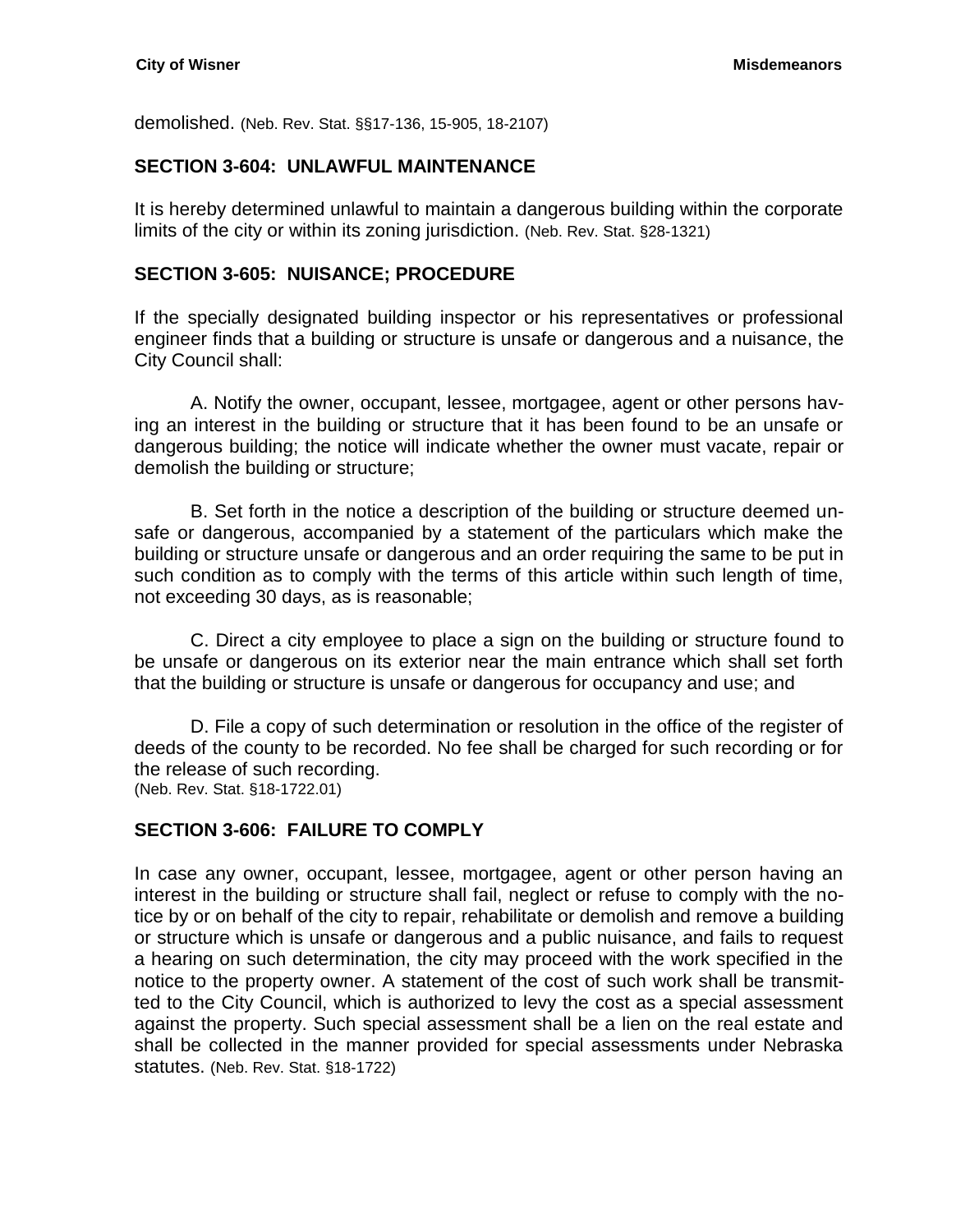demolished. (Neb. Rev. Stat. §§17-136, 15-905, 18-2107)

## SECTION 3-604: UNLAWFUL MAINTENANCE

It is hereby determined unlawful to maintain a dangerous building within the corporate limits of the city or within its zoning jurisdiction. (Neb. Rev. Stat. §28-1321)

## SECTION 3-605: NUISANCE; PROCEDURE

If the specially designated building inspector or his representatives or professional engineer finds that a building or structure is unsafe or dangerous and a nuisance, the City Council shall:

A. Notify the owner, occupant, lessee, mortgagee, agent or other persons having an interest in the building or structure that it has been found to be an unsafe or dangerous building; the notice will indicate whether the owner must vacate, repair or demolish the building or structure;

B. Set forth in the notice a description of the building or structure deemed unsafe or dangerous, accompanied by a statement of the particulars which make the building or structure unsafe or dangerous and an order requiring the same to be put in such condition as to comply with the terms of this article within such length of time, not exceeding 30 days, as is reasonable;

C. Direct a city employee to place a sign on the building or structure found to be unsafe or dangerous on its exterior near the main entrance which shall set forth that the building or structure is unsafe or dangerous for occupancy and use; and

D. File a copy of such determination or resolution in the office of the register of deeds of the county to be recorded. No fee shall be charged for such recording or for the release of such recording.
(Neb. Rev. Stat. §18-1722.01)

## SECTION 3-606: FAILURE TO COMPLY

In case any owner, occupant, lessee, mortgagee, agent or other person having an interest in the building or structure shall fail, neglect or refuse to comply with the notice by or on behalf of the city to repair, rehabilitate or demolish and remove a building or structure which is unsafe or dangerous and a public nuisance, and fails to request a hearing on such determination, the city may proceed with the work specified in the notice to the property owner. A statement of the cost of such work shall be transmitted to the City Council, which is authorized to levy the cost as a special assessment against the property. Such special assessment shall be a lien on the real estate and shall be collected in the manner provided for special assessments under Nebraska statutes. (Neb. Rev. Stat. §18-1722)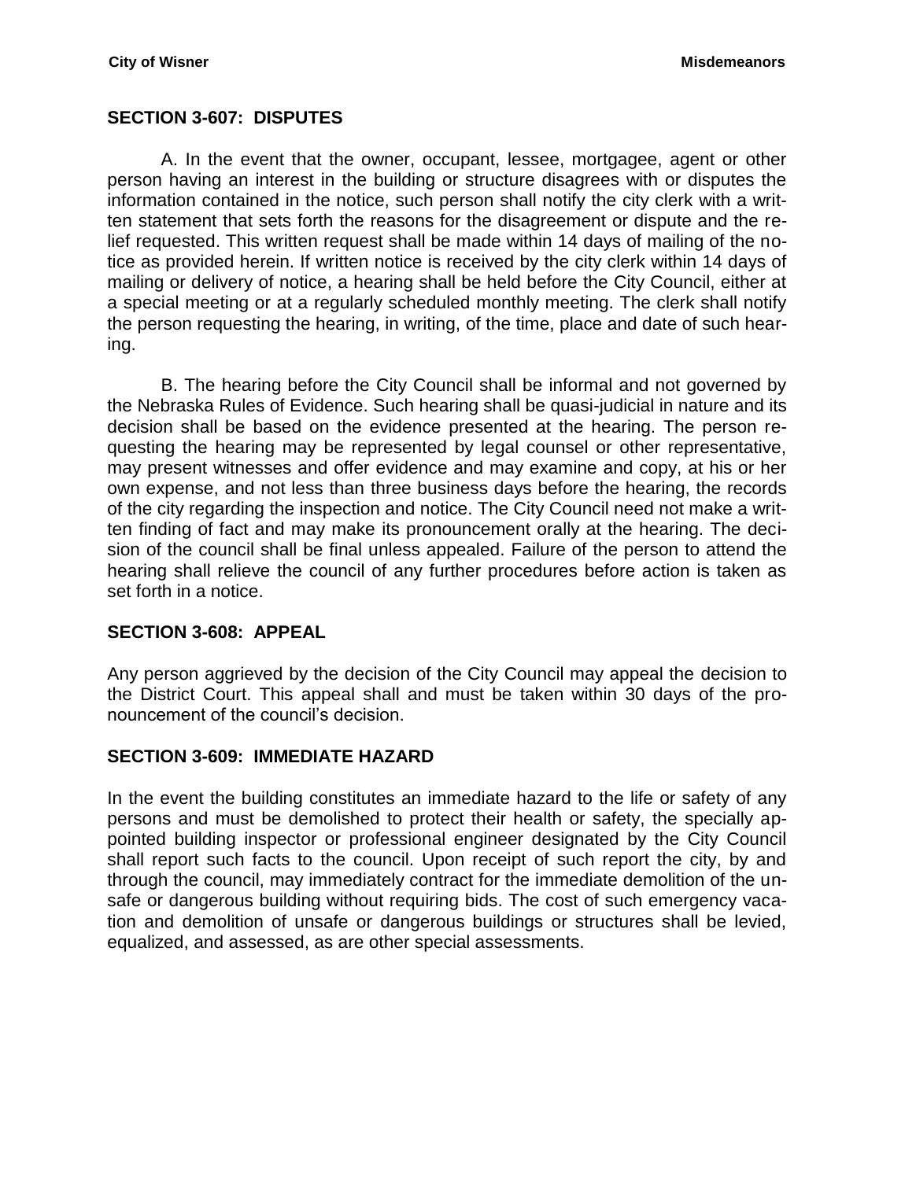## SECTION 3-607: DISPUTES

A. In the event that the owner, occupant, lessee, mortgagee, agent or other person having an interest in the building or structure disagrees with or disputes the information contained in the notice, such person shall notify the city clerk with a written statement that sets forth the reasons for the disagreement or dispute and the relief requested. This written request shall be made within 14 days of mailing of the notice as provided herein. If written notice is received by the city clerk within 14 days of mailing or delivery of notice, a hearing shall be held before the City Council, either at a special meeting or at a regularly scheduled monthly meeting. The clerk shall notify the person requesting the hearing, in writing, of the time, place and date of such hearing.

B. The hearing before the City Council shall be informal and not governed by the Nebraska Rules of Evidence. Such hearing shall be quasi-judicial in nature and its decision shall be based on the evidence presented at the hearing. The person requesting the hearing may be represented by legal counsel or other representative, may present witnesses and offer evidence and may examine and copy, at his or her own expense, and not less than three business days before the hearing, the records of the city regarding the inspection and notice. The City Council need not make a written finding of fact and may make its pronouncement orally at the hearing. The decision of the council shall be final unless appealed. Failure of the person to attend the hearing shall relieve the council of any further procedures before action is taken as set forth in a notice.

## SECTION 3-608: APPEAL

Any person aggrieved by the decision of the City Council may appeal the decision to the District Court. This appeal shall and must be taken within 30 days of the pronouncement of the council's decision.

## SECTION 3-609: IMMEDIATE HAZARD

In the event the building constitutes an immediate hazard to the life or safety of any persons and must be demolished to protect their health or safety, the specially appointed building inspector or professional engineer designated by the City Council shall report such facts to the council. Upon receipt of such report the city, by and through the council, may immediately contract for the immediate demolition of the unsafe or dangerous building without requiring bids. The cost of such emergency vacation and demolition of unsafe or dangerous buildings or structures shall be levied, equalized, and assessed, as are other special assessments.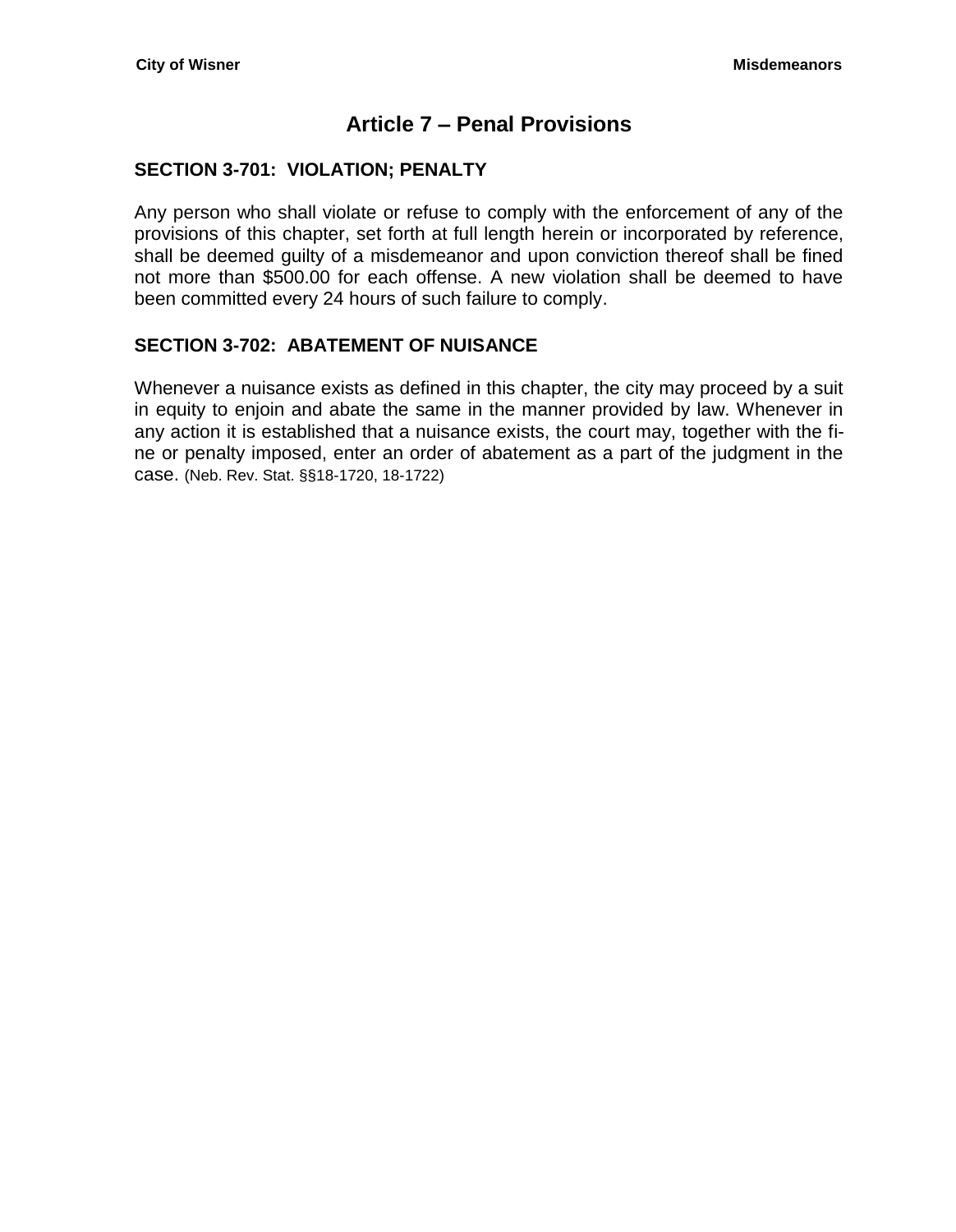# Article 7 – Penal Provisions

## SECTION 3-701: VIOLATION; PENALTY

Any person who shall violate or refuse to comply with the enforcement of any of the provisions of this chapter, set forth at full length herein or incorporated by reference, shall be deemed guilty of a misdemeanor and upon conviction thereof shall be fined not more than $500.00 for each offense. A new violation shall be deemed to have been committed every 24 hours of such failure to comply.

## SECTION 3-702: ABATEMENT OF NUISANCE

Whenever a nuisance exists as defined in this chapter, the city may proceed by a suit in equity to enjoin and abate the same in the manner provided by law. Whenever in any action it is established that a nuisance exists, the court may, together with the fine or penalty imposed, enter an order of abatement as a part of the judgment in the case. (Neb. Rev. Stat. §§18-1720, 18-1722)